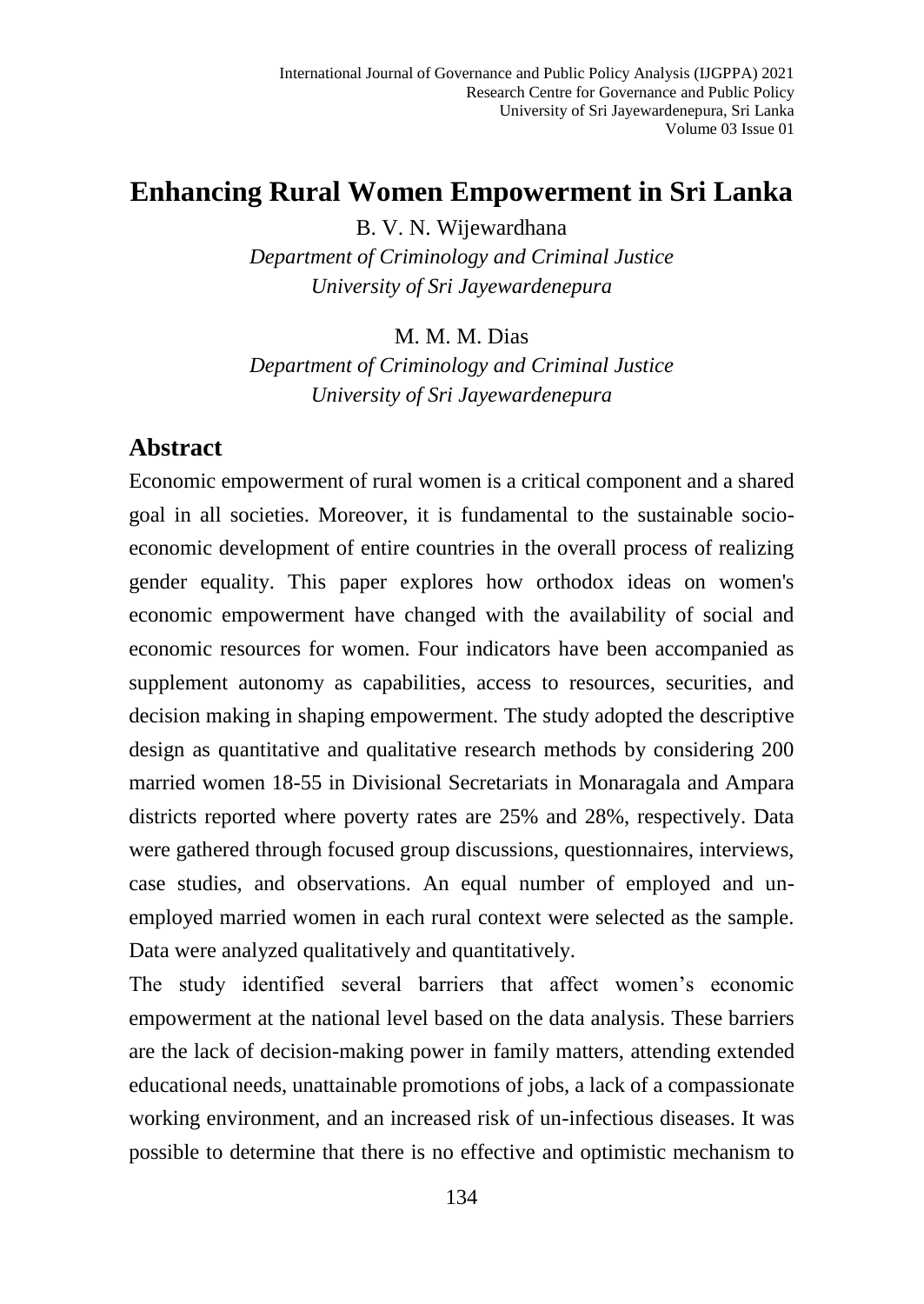# Enhancing Rural Women Empowerment in Sri Lanka

B. V. N. Wijewardhana

*Department of Criminology and Criminal Justice*
*University of Sri Jayewardenepura*

M. M. M. Dias

*Department of Criminology and Criminal Justice*
*University of Sri Jayewardenepura*

## Abstract

Economic empowerment of rural women is a critical component and a shared goal in all societies. Moreover, it is fundamental to the sustainable socio-economic development of entire countries in the overall process of realizing gender equality. This paper explores how orthodox ideas on women's economic empowerment have changed with the availability of social and economic resources for women. Four indicators have been accompanied as supplement autonomy as capabilities, access to resources, securities, and decision making in shaping empowerment. The study adopted the descriptive design as quantitative and qualitative research methods by considering 200 married women 18-55 in Divisional Secretariats in Monaragala and Ampara districts reported where poverty rates are 25% and 28%, respectively. Data were gathered through focused group discussions, questionnaires, interviews, case studies, and observations. An equal number of employed and un-employed married women in each rural context were selected as the sample. Data were analyzed qualitatively and quantitatively.

The study identified several barriers that affect women's economic empowerment at the national level based on the data analysis. These barriers are the lack of decision-making power in family matters, attending extended educational needs, unattainable promotions of jobs, a lack of a compassionate working environment, and an increased risk of un-infectious diseases. It was possible to determine that there is no effective and optimistic mechanism to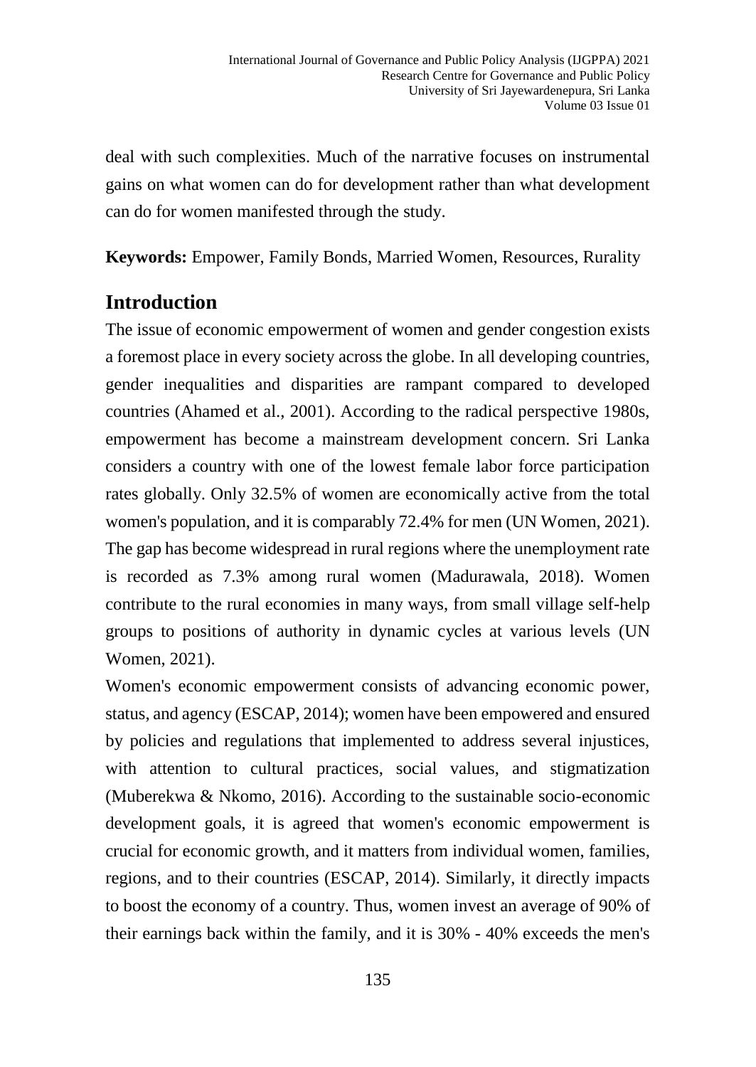deal with such complexities. Much of the narrative focuses on instrumental gains on what women can do for development rather than what development can do for women manifested through the study.

**Keywords:** Empower, Family Bonds, Married Women, Resources, Rurality

## Introduction

The issue of economic empowerment of women and gender congestion exists a foremost place in every society across the globe. In all developing countries, gender inequalities and disparities are rampant compared to developed countries (Ahamed et al., 2001). According to the radical perspective 1980s, empowerment has become a mainstream development concern. Sri Lanka considers a country with one of the lowest female labor force participation rates globally. Only 32.5% of women are economically active from the total women's population, and it is comparably 72.4% for men (UN Women, 2021). The gap has become widespread in rural regions where the unemployment rate is recorded as 7.3% among rural women (Madurawala, 2018). Women contribute to the rural economies in many ways, from small village self-help groups to positions of authority in dynamic cycles at various levels (UN Women, 2021).

Women's economic empowerment consists of advancing economic power, status, and agency (ESCAP, 2014); women have been empowered and ensured by policies and regulations that implemented to address several injustices, with attention to cultural practices, social values, and stigmatization (Muberekwa & Nkomo, 2016). According to the sustainable socio-economic development goals, it is agreed that women's economic empowerment is crucial for economic growth, and it matters from individual women, families, regions, and to their countries (ESCAP, 2014). Similarly, it directly impacts to boost the economy of a country. Thus, women invest an average of 90% of their earnings back within the family, and it is 30% - 40% exceeds the men's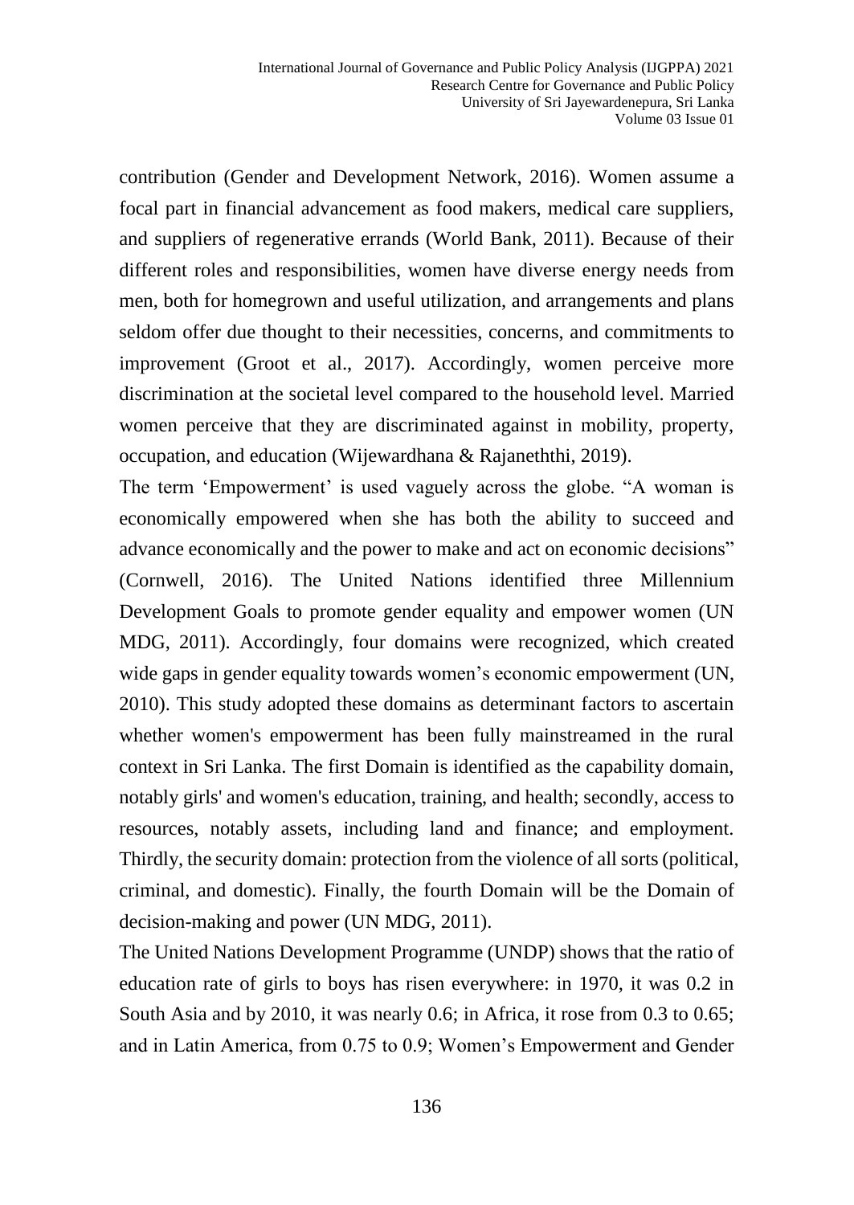contribution (Gender and Development Network, 2016). Women assume a focal part in financial advancement as food makers, medical care suppliers, and suppliers of regenerative errands (World Bank, 2011). Because of their different roles and responsibilities, women have diverse energy needs from men, both for homegrown and useful utilization, and arrangements and plans seldom offer due thought to their necessities, concerns, and commitments to improvement (Groot et al., 2017). Accordingly, women perceive more discrimination at the societal level compared to the household level. Married women perceive that they are discriminated against in mobility, property, occupation, and education (Wijewardhana & Rajaneththi, 2019).

The term 'Empowerment' is used vaguely across the globe. "A woman is economically empowered when she has both the ability to succeed and advance economically and the power to make and act on economic decisions" (Cornwell, 2016). The United Nations identified three Millennium Development Goals to promote gender equality and empower women (UN MDG, 2011). Accordingly, four domains were recognized, which created wide gaps in gender equality towards women's economic empowerment (UN, 2010). This study adopted these domains as determinant factors to ascertain whether women's empowerment has been fully mainstreamed in the rural context in Sri Lanka. The first Domain is identified as the capability domain, notably girls' and women's education, training, and health; secondly, access to resources, notably assets, including land and finance; and employment. Thirdly, the security domain: protection from the violence of all sorts (political, criminal, and domestic). Finally, the fourth Domain will be the Domain of decision-making and power (UN MDG, 2011).

The United Nations Development Programme (UNDP) shows that the ratio of education rate of girls to boys has risen everywhere: in 1970, it was 0.2 in South Asia and by 2010, it was nearly 0.6; in Africa, it rose from 0.3 to 0.65; and in Latin America, from 0.75 to 0.9; Women's Empowerment and Gender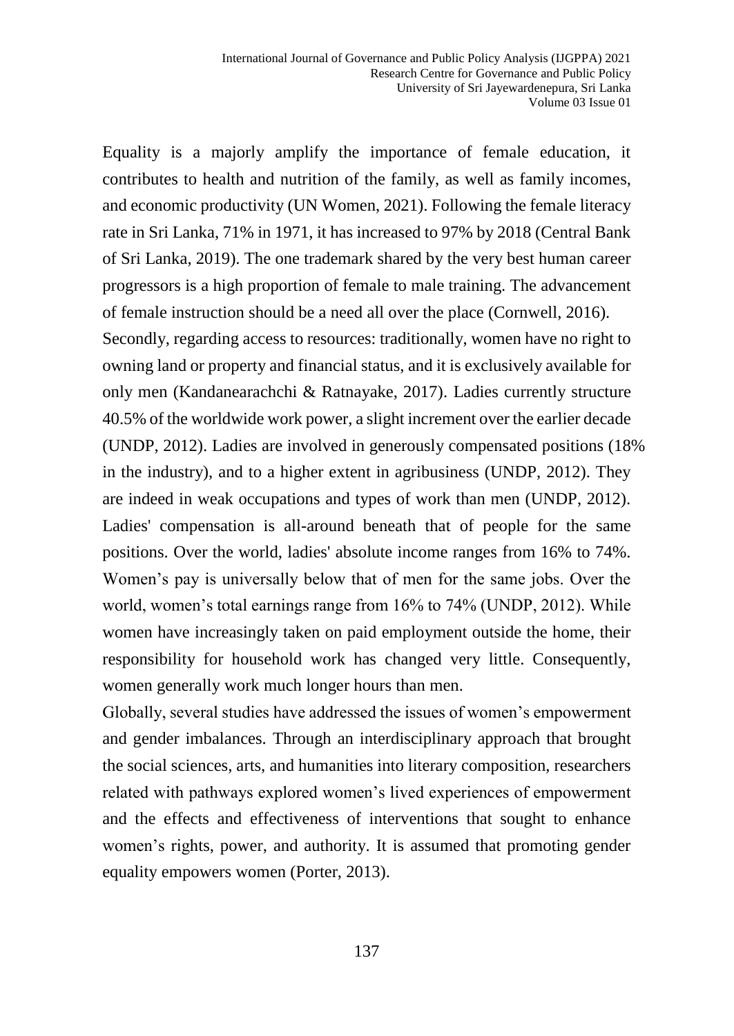Equality is a majorly amplify the importance of female education, it contributes to health and nutrition of the family, as well as family incomes, and economic productivity (UN Women, 2021). Following the female literacy rate in Sri Lanka, 71% in 1971, it has increased to 97% by 2018 (Central Bank of Sri Lanka, 2019). The one trademark shared by the very best human career progressors is a high proportion of female to male training. The advancement of female instruction should be a need all over the place (Cornwell, 2016).

Secondly, regarding access to resources: traditionally, women have no right to owning land or property and financial status, and it is exclusively available for only men (Kandanearachchi & Ratnayake, 2017). Ladies currently structure 40.5% of the worldwide work power, a slight increment over the earlier decade (UNDP, 2012). Ladies are involved in generously compensated positions (18% in the industry), and to a higher extent in agribusiness (UNDP, 2012). They are indeed in weak occupations and types of work than men (UNDP, 2012). Ladies' compensation is all-around beneath that of people for the same positions. Over the world, ladies' absolute income ranges from 16% to 74%. Women's pay is universally below that of men for the same jobs. Over the world, women's total earnings range from 16% to 74% (UNDP, 2012). While women have increasingly taken on paid employment outside the home, their responsibility for household work has changed very little. Consequently, women generally work much longer hours than men.

Globally, several studies have addressed the issues of women's empowerment and gender imbalances. Through an interdisciplinary approach that brought the social sciences, arts, and humanities into literary composition, researchers related with pathways explored women's lived experiences of empowerment and the effects and effectiveness of interventions that sought to enhance women's rights, power, and authority. It is assumed that promoting gender equality empowers women (Porter, 2013).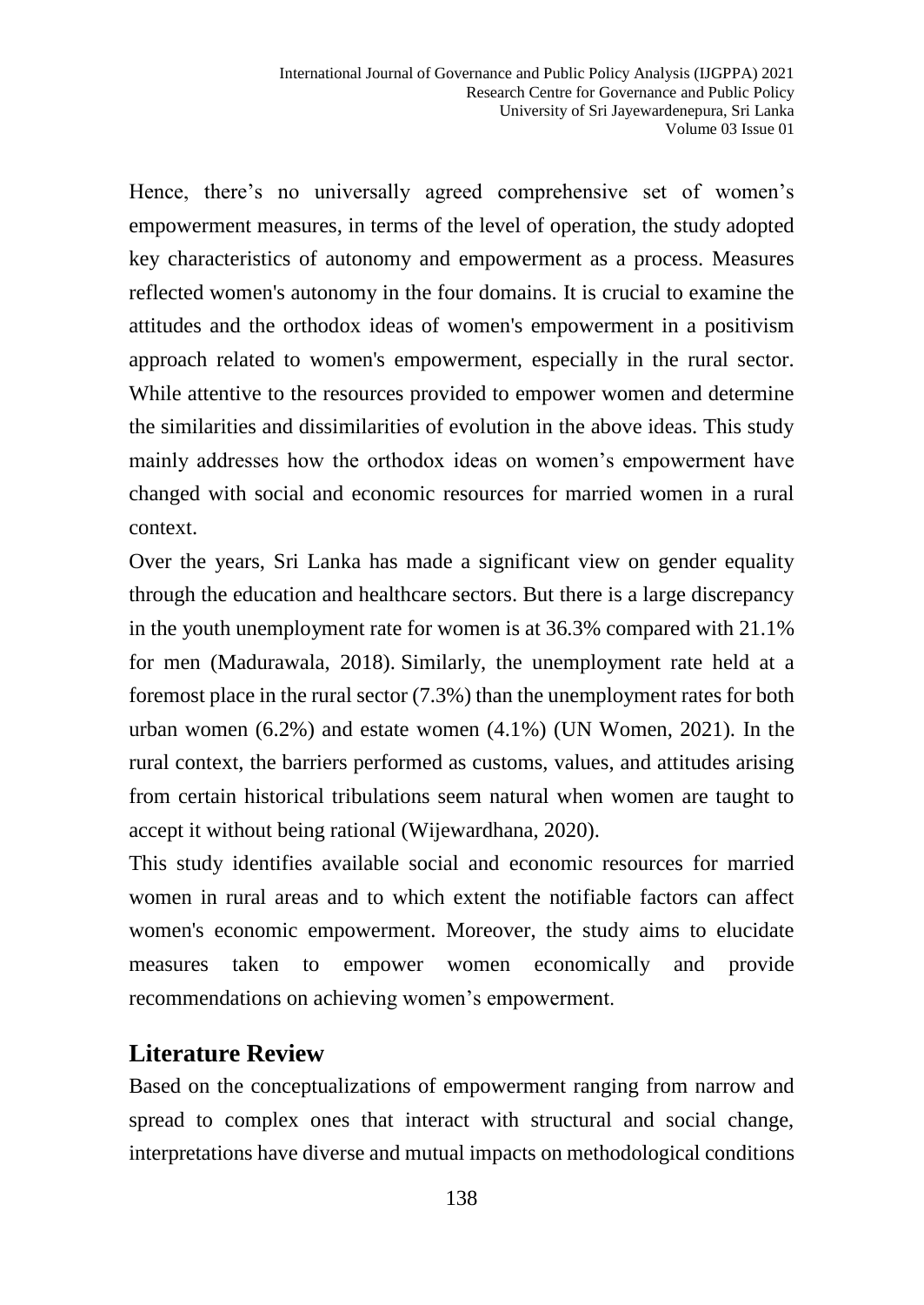Hence, there's no universally agreed comprehensive set of women's empowerment measures, in terms of the level of operation, the study adopted key characteristics of autonomy and empowerment as a process. Measures reflected women's autonomy in the four domains. It is crucial to examine the attitudes and the orthodox ideas of women's empowerment in a positivism approach related to women's empowerment, especially in the rural sector. While attentive to the resources provided to empower women and determine the similarities and dissimilarities of evolution in the above ideas. This study mainly addresses how the orthodox ideas on women's empowerment have changed with social and economic resources for married women in a rural context.

Over the years, Sri Lanka has made a significant view on gender equality through the education and healthcare sectors. But there is a large discrepancy in the youth unemployment rate for women is at 36.3% compared with 21.1% for men (Madurawala, 2018). Similarly, the unemployment rate held at a foremost place in the rural sector (7.3%) than the unemployment rates for both urban women (6.2%) and estate women (4.1%) (UN Women, 2021). In the rural context, the barriers performed as customs, values, and attitudes arising from certain historical tribulations seem natural when women are taught to accept it without being rational (Wijewardhana, 2020).

This study identifies available social and economic resources for married women in rural areas and to which extent the notifiable factors can affect women's economic empowerment. Moreover, the study aims to elucidate measures taken to empower women economically and provide recommendations on achieving women's empowerment.

## Literature Review

Based on the conceptualizations of empowerment ranging from narrow and spread to complex ones that interact with structural and social change, interpretations have diverse and mutual impacts on methodological conditions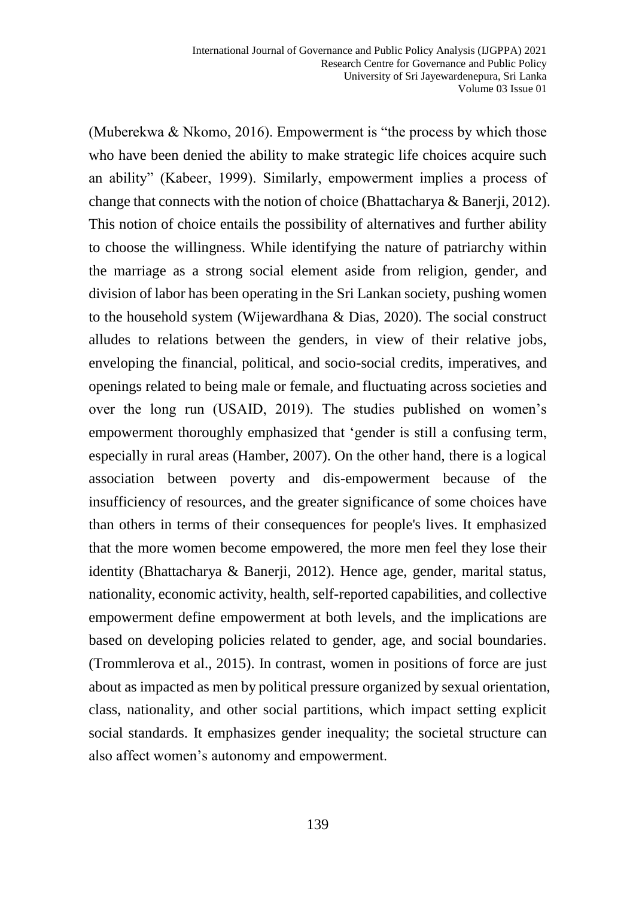(Muberekwa & Nkomo, 2016). Empowerment is "the process by which those who have been denied the ability to make strategic life choices acquire such an ability" (Kabeer, 1999). Similarly, empowerment implies a process of change that connects with the notion of choice (Bhattacharya & Banerji, 2012). This notion of choice entails the possibility of alternatives and further ability to choose the willingness. While identifying the nature of patriarchy within the marriage as a strong social element aside from religion, gender, and division of labor has been operating in the Sri Lankan society, pushing women to the household system (Wijewardhana & Dias, 2020). The social construct alludes to relations between the genders, in view of their relative jobs, enveloping the financial, political, and socio-social credits, imperatives, and openings related to being male or female, and fluctuating across societies and over the long run (USAID, 2019). The studies published on women's empowerment thoroughly emphasized that 'gender is still a confusing term, especially in rural areas (Hamber, 2007). On the other hand, there is a logical association between poverty and dis-empowerment because of the insufficiency of resources, and the greater significance of some choices have than others in terms of their consequences for people's lives. It emphasized that the more women become empowered, the more men feel they lose their identity (Bhattacharya & Banerji, 2012). Hence age, gender, marital status, nationality, economic activity, health, self-reported capabilities, and collective empowerment define empowerment at both levels, and the implications are based on developing policies related to gender, age, and social boundaries. (Trommlerova et al., 2015). In contrast, women in positions of force are just about as impacted as men by political pressure organized by sexual orientation, class, nationality, and other social partitions, which impact setting explicit social standards. It emphasizes gender inequality; the societal structure can also affect women's autonomy and empowerment.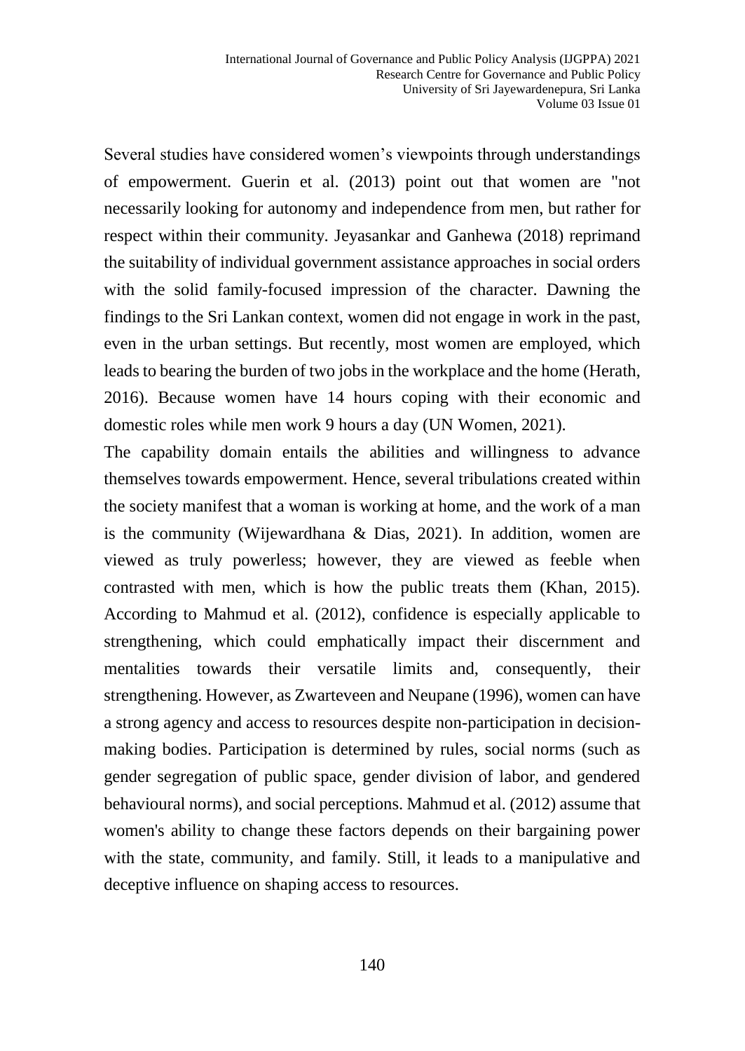Several studies have considered women's viewpoints through understandings of empowerment. Guerin et al. (2013) point out that women are "not necessarily looking for autonomy and independence from men, but rather for respect within their community. Jeyasankar and Ganhewa (2018) reprimand the suitability of individual government assistance approaches in social orders with the solid family-focused impression of the character. Dawning the findings to the Sri Lankan context, women did not engage in work in the past, even in the urban settings. But recently, most women are employed, which leads to bearing the burden of two jobs in the workplace and the home (Herath, 2016). Because women have 14 hours coping with their economic and domestic roles while men work 9 hours a day (UN Women, 2021).

The capability domain entails the abilities and willingness to advance themselves towards empowerment. Hence, several tribulations created within the society manifest that a woman is working at home, and the work of a man is the community (Wijewardhana & Dias, 2021). In addition, women are viewed as truly powerless; however, they are viewed as feeble when contrasted with men, which is how the public treats them (Khan, 2015). According to Mahmud et al. (2012), confidence is especially applicable to strengthening, which could emphatically impact their discernment and mentalities towards their versatile limits and, consequently, their strengthening. However, as Zwarteveen and Neupane (1996), women can have a strong agency and access to resources despite non-participation in decision-making bodies. Participation is determined by rules, social norms (such as gender segregation of public space, gender division of labor, and gendered behavioural norms), and social perceptions. Mahmud et al. (2012) assume that women's ability to change these factors depends on their bargaining power with the state, community, and family. Still, it leads to a manipulative and deceptive influence on shaping access to resources.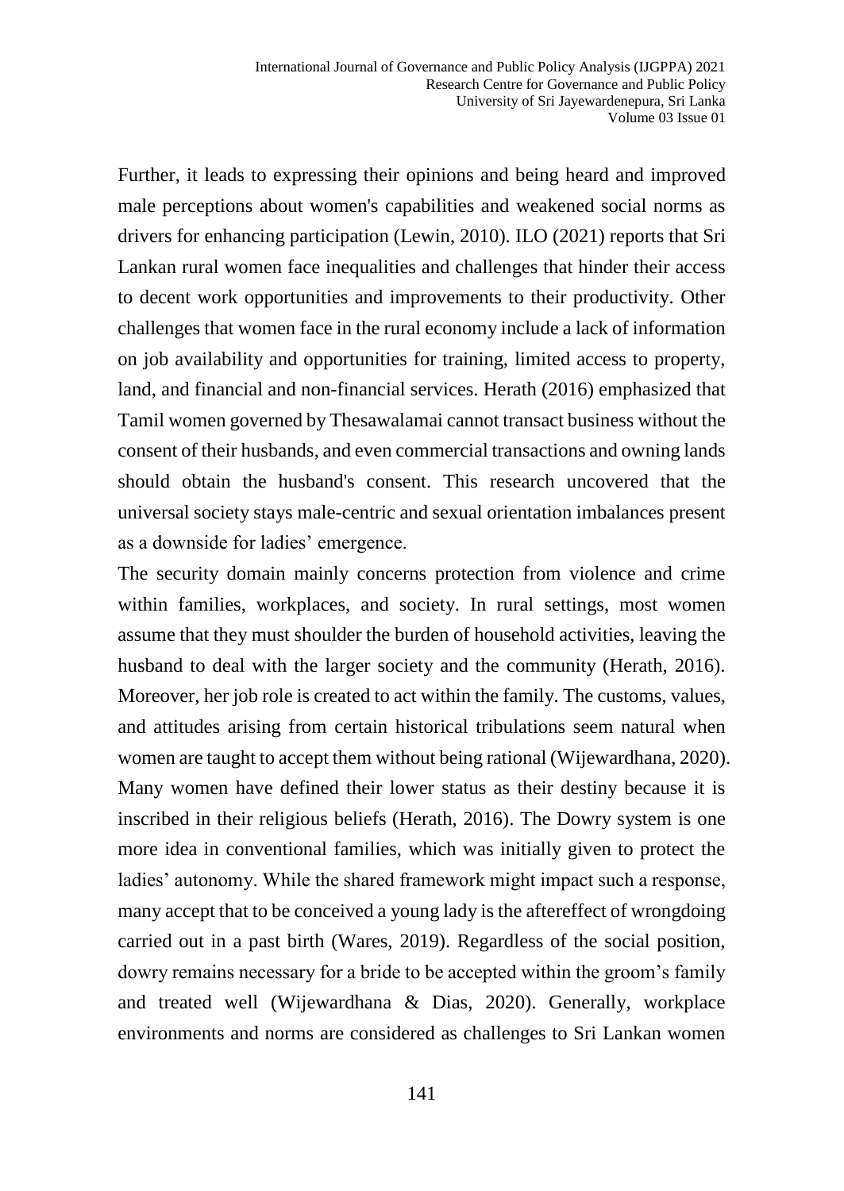Further, it leads to expressing their opinions and being heard and improved male perceptions about women's capabilities and weakened social norms as drivers for enhancing participation (Lewin, 2010). ILO (2021) reports that Sri Lankan rural women face inequalities and challenges that hinder their access to decent work opportunities and improvements to their productivity. Other challenges that women face in the rural economy include a lack of information on job availability and opportunities for training, limited access to property, land, and financial and non-financial services. Herath (2016) emphasized that Tamil women governed by Thesawalamai cannot transact business without the consent of their husbands, and even commercial transactions and owning lands should obtain the husband's consent. This research uncovered that the universal society stays male-centric and sexual orientation imbalances present as a downside for ladies' emergence.

The security domain mainly concerns protection from violence and crime within families, workplaces, and society. In rural settings, most women assume that they must shoulder the burden of household activities, leaving the husband to deal with the larger society and the community (Herath, 2016). Moreover, her job role is created to act within the family. The customs, values, and attitudes arising from certain historical tribulations seem natural when women are taught to accept them without being rational (Wijewardhana, 2020). Many women have defined their lower status as their destiny because it is inscribed in their religious beliefs (Herath, 2016). The Dowry system is one more idea in conventional families, which was initially given to protect the ladies' autonomy. While the shared framework might impact such a response, many accept that to be conceived a young lady is the aftereffect of wrongdoing carried out in a past birth (Wares, 2019). Regardless of the social position, dowry remains necessary for a bride to be accepted within the groom's family and treated well (Wijewardhana & Dias, 2020). Generally, workplace environments and norms are considered as challenges to Sri Lankan women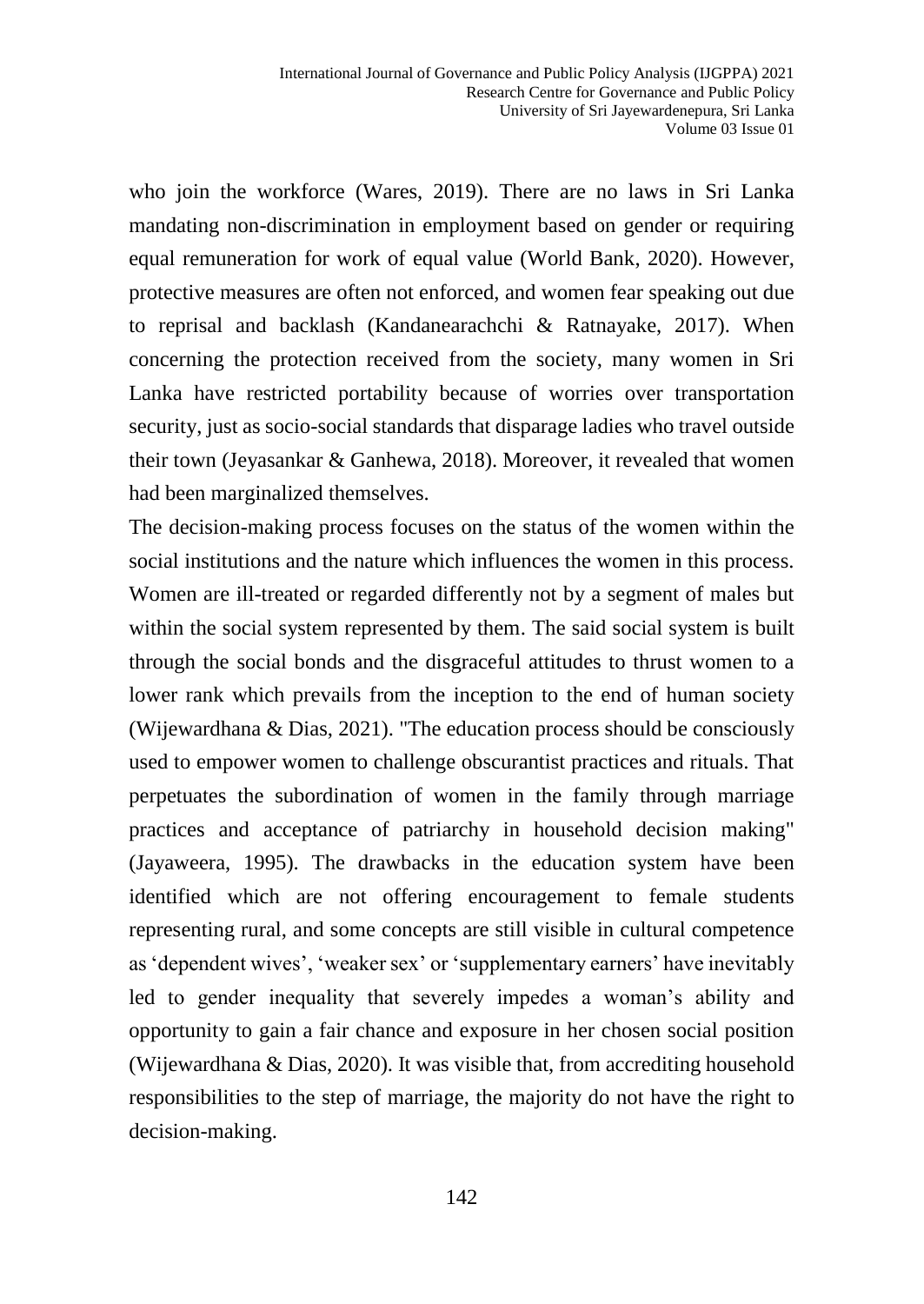who join the workforce (Wares, 2019). There are no laws in Sri Lanka mandating non-discrimination in employment based on gender or requiring equal remuneration for work of equal value (World Bank, 2020). However, protective measures are often not enforced, and women fear speaking out due to reprisal and backlash (Kandanearachchi & Ratnayake, 2017). When concerning the protection received from the society, many women in Sri Lanka have restricted portability because of worries over transportation security, just as socio-social standards that disparage ladies who travel outside their town (Jeyasankar & Ganhewa, 2018). Moreover, it revealed that women had been marginalized themselves.

The decision-making process focuses on the status of the women within the social institutions and the nature which influences the women in this process. Women are ill-treated or regarded differently not by a segment of males but within the social system represented by them. The said social system is built through the social bonds and the disgraceful attitudes to thrust women to a lower rank which prevails from the inception to the end of human society (Wijewardhana & Dias, 2021). "The education process should be consciously used to empower women to challenge obscurantist practices and rituals. That perpetuates the subordination of women in the family through marriage practices and acceptance of patriarchy in household decision making" (Jayaweera, 1995). The drawbacks in the education system have been identified which are not offering encouragement to female students representing rural, and some concepts are still visible in cultural competence as 'dependent wives', 'weaker sex' or 'supplementary earners' have inevitably led to gender inequality that severely impedes a woman's ability and opportunity to gain a fair chance and exposure in her chosen social position (Wijewardhana & Dias, 2020). It was visible that, from accrediting household responsibilities to the step of marriage, the majority do not have the right to decision-making.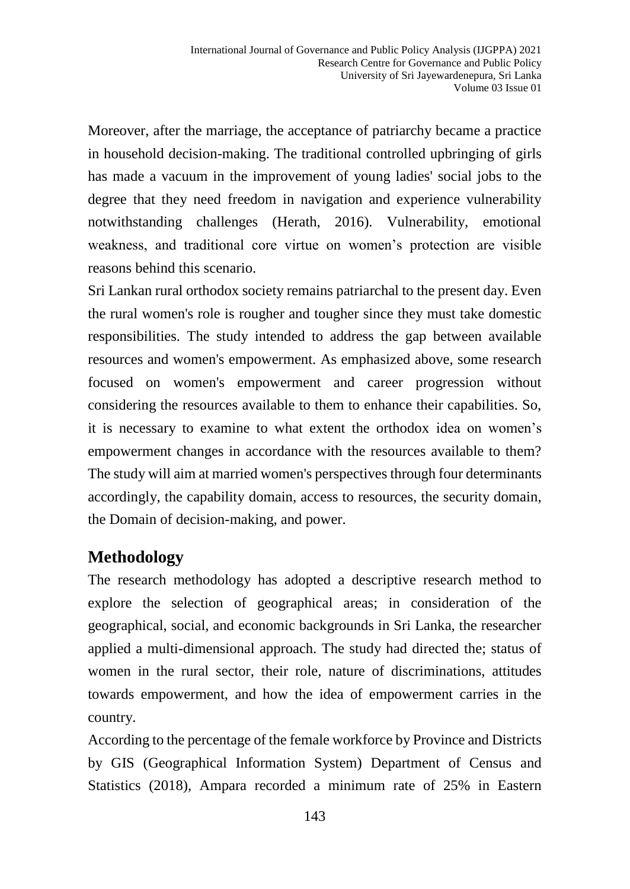Moreover, after the marriage, the acceptance of patriarchy became a practice in household decision-making. The traditional controlled upbringing of girls has made a vacuum in the improvement of young ladies' social jobs to the degree that they need freedom in navigation and experience vulnerability notwithstanding challenges (Herath, 2016). Vulnerability, emotional weakness, and traditional core virtue on women's protection are visible reasons behind this scenario.

Sri Lankan rural orthodox society remains patriarchal to the present day. Even the rural women's role is rougher and tougher since they must take domestic responsibilities. The study intended to address the gap between available resources and women's empowerment. As emphasized above, some research focused on women's empowerment and career progression without considering the resources available to them to enhance their capabilities. So, it is necessary to examine to what extent the orthodox idea on women's empowerment changes in accordance with the resources available to them? The study will aim at married women's perspectives through four determinants accordingly, the capability domain, access to resources, the security domain, the Domain of decision-making, and power.

## Methodology

The research methodology has adopted a descriptive research method to explore the selection of geographical areas; in consideration of the geographical, social, and economic backgrounds in Sri Lanka, the researcher applied a multi-dimensional approach. The study had directed the; status of women in the rural sector, their role, nature of discriminations, attitudes towards empowerment, and how the idea of empowerment carries in the country.

According to the percentage of the female workforce by Province and Districts by GIS (Geographical Information System) Department of Census and Statistics (2018), Ampara recorded a minimum rate of 25% in Eastern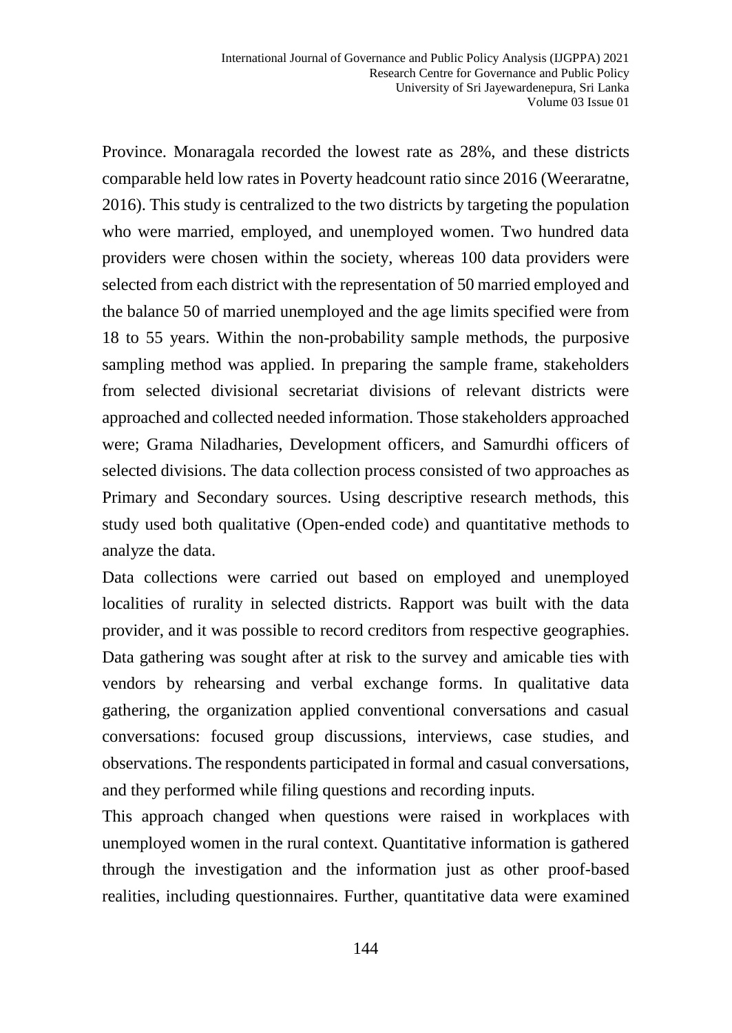Province. Monaragala recorded the lowest rate as 28%, and these districts comparable held low rates in Poverty headcount ratio since 2016 (Weeraratne, 2016). This study is centralized to the two districts by targeting the population who were married, employed, and unemployed women. Two hundred data providers were chosen within the society, whereas 100 data providers were selected from each district with the representation of 50 married employed and the balance 50 of married unemployed and the age limits specified were from 18 to 55 years. Within the non-probability sample methods, the purposive sampling method was applied. In preparing the sample frame, stakeholders from selected divisional secretariat divisions of relevant districts were approached and collected needed information. Those stakeholders approached were; Grama Niladharies, Development officers, and Samurdhi officers of selected divisions. The data collection process consisted of two approaches as Primary and Secondary sources. Using descriptive research methods, this study used both qualitative (Open-ended code) and quantitative methods to analyze the data.

Data collections were carried out based on employed and unemployed localities of rurality in selected districts. Rapport was built with the data provider, and it was possible to record creditors from respective geographies. Data gathering was sought after at risk to the survey and amicable ties with vendors by rehearsing and verbal exchange forms. In qualitative data gathering, the organization applied conventional conversations and casual conversations: focused group discussions, interviews, case studies, and observations. The respondents participated in formal and casual conversations, and they performed while filing questions and recording inputs.

This approach changed when questions were raised in workplaces with unemployed women in the rural context. Quantitative information is gathered through the investigation and the information just as other proof-based realities, including questionnaires. Further, quantitative data were examined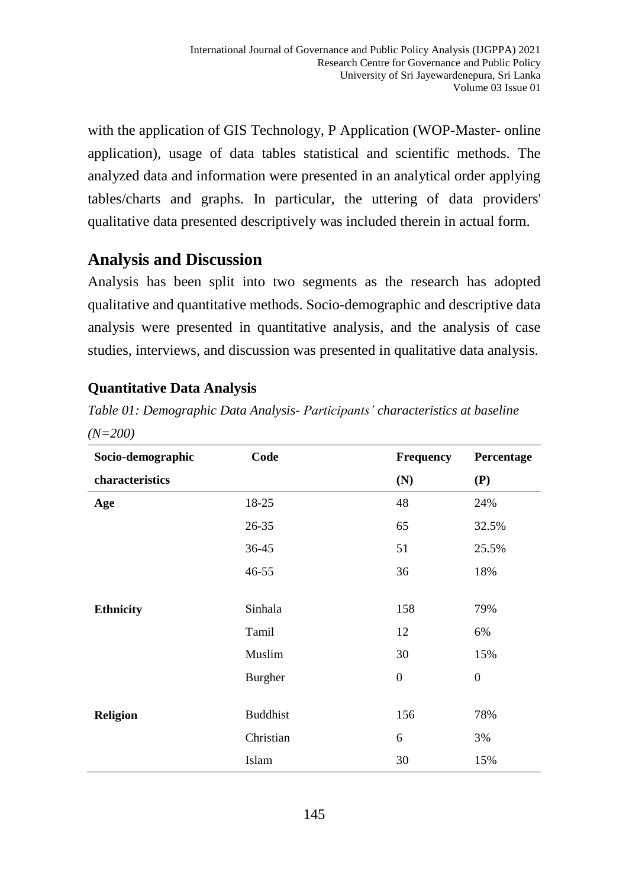with the application of GIS Technology, P Application (WOP-Master- online application), usage of data tables statistical and scientific methods. The analyzed data and information were presented in an analytical order applying tables/charts and graphs. In particular, the uttering of data providers' qualitative data presented descriptively was included therein in actual form.

## Analysis and Discussion

Analysis has been split into two segments as the research has adopted qualitative and quantitative methods. Socio-demographic and descriptive data analysis were presented in quantitative analysis, and the analysis of case studies, interviews, and discussion was presented in qualitative data analysis.

### Quantitative Data Analysis

*Table 01: Demographic Data Analysis- Participants' characteristics at baseline (N=200)*

| Socio-demographic characteristics | Code | Frequency (N) | Percentage (P) |
|---|---|---|---|
| **Age** | 18-25 | 48 | 24% |
| | 26-35 | 65 | 32.5% |
| | 36-45 | 51 | 25.5% |
| | 46-55 | 36 | 18% |
| **Ethnicity** | Sinhala | 158 | 79% |
| | Tamil | 12 | 6% |
| | Muslim | 30 | 15% |
| | Burgher | 0 | 0 |
| **Religion** | Buddhist | 156 | 78% |
| | Christian | 6 | 3% |
| | Islam | 30 | 15% |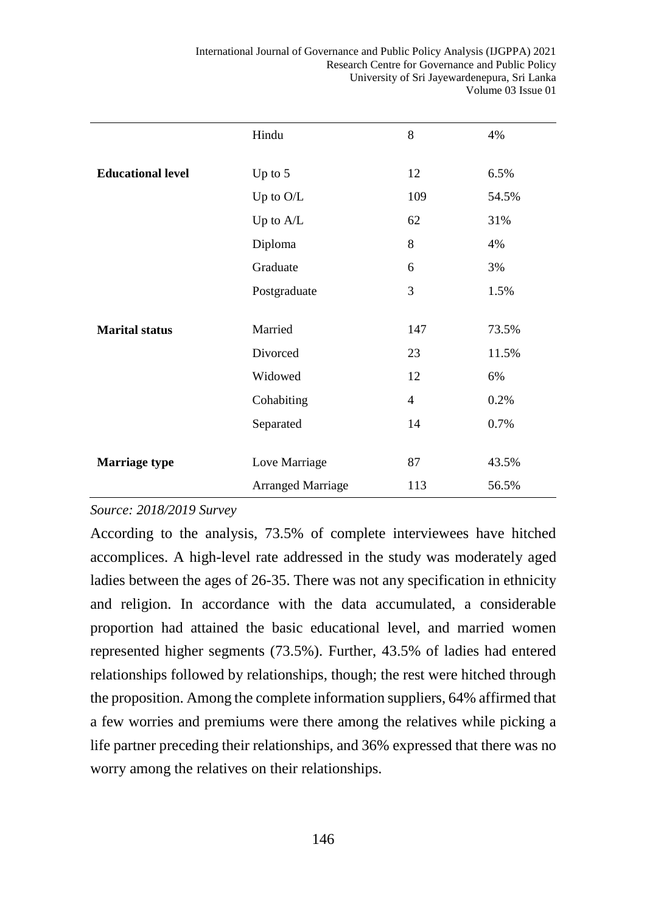|  |  |  |  |
|---|---|---|---|
|  | Hindu | 8 | 4% |
| **Educational level** | Up to 5 | 12 | 6.5% |
|  | Up to O/L | 109 | 54.5% |
|  | Up to A/L | 62 | 31% |
|  | Diploma | 8 | 4% |
|  | Graduate | 6 | 3% |
|  | Postgraduate | 3 | 1.5% |
| **Marital status** | Married | 147 | 73.5% |
|  | Divorced | 23 | 11.5% |
|  | Widowed | 12 | 6% |
|  | Cohabiting | 4 | 0.2% |
|  | Separated | 14 | 0.7% |
| **Marriage type** | Love Marriage | 87 | 43.5% |
|  | Arranged Marriage | 113 | 56.5% |

*Source: 2018/2019 Survey*

According to the analysis, 73.5% of complete interviewees have hitched accomplices. A high-level rate addressed in the study was moderately aged ladies between the ages of 26-35. There was not any specification in ethnicity and religion. In accordance with the data accumulated, a considerable proportion had attained the basic educational level, and married women represented higher segments (73.5%). Further, 43.5% of ladies had entered relationships followed by relationships, though; the rest were hitched through the proposition. Among the complete information suppliers, 64% affirmed that a few worries and premiums were there among the relatives while picking a life partner preceding their relationships, and 36% expressed that there was no worry among the relatives on their relationships.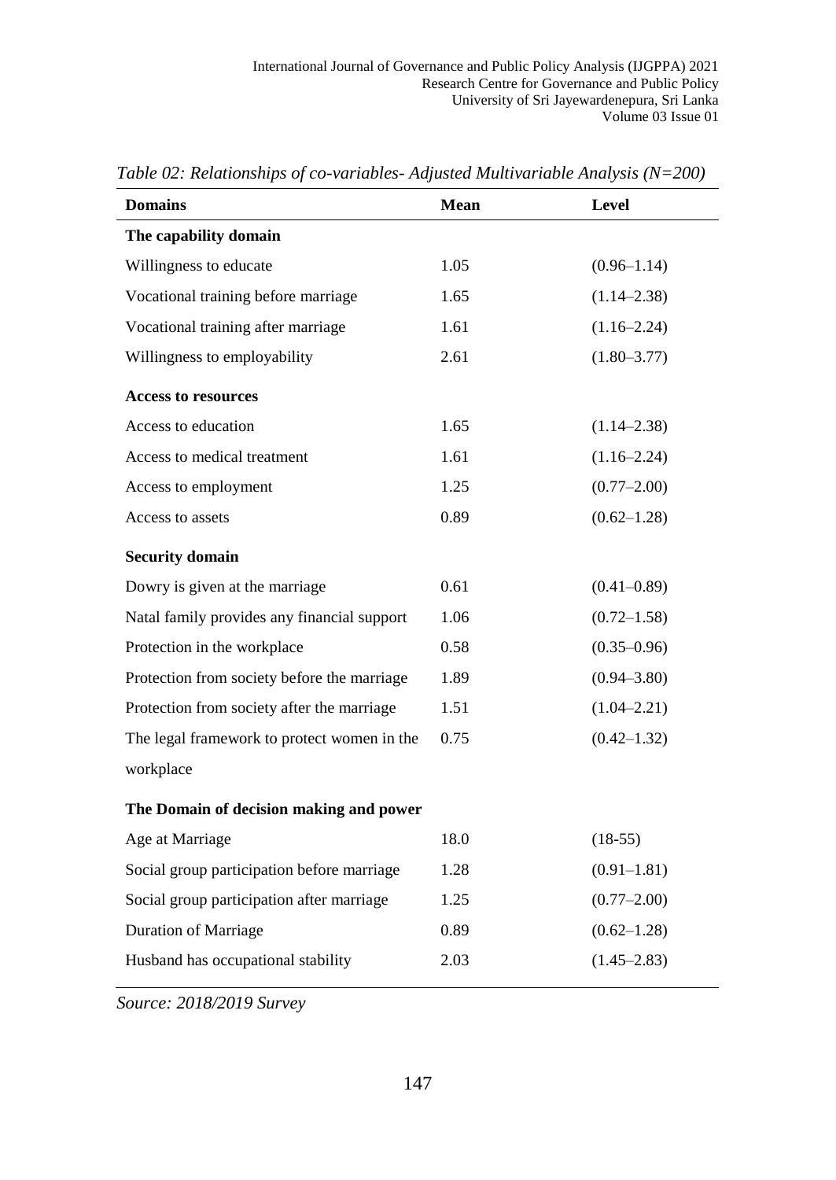*Table 02: Relationships of co-variables- Adjusted Multivariable Analysis (N=200)*

| Domains | Mean | Level |
|---|---|---|
| **The capability domain** | | |
| Willingness to educate | 1.05 | (0.96–1.14) |
| Vocational training before marriage | 1.65 | (1.14–2.38) |
| Vocational training after marriage | 1.61 | (1.16–2.24) |
| Willingness to employability | 2.61 | (1.80–3.77) |
| **Access to resources** | | |
| Access to education | 1.65 | (1.14–2.38) |
| Access to medical treatment | 1.61 | (1.16–2.24) |
| Access to employment | 1.25 | (0.77–2.00) |
| Access to assets | 0.89 | (0.62–1.28) |
| **Security domain** | | |
| Dowry is given at the marriage | 0.61 | (0.41–0.89) |
| Natal family provides any financial support | 1.06 | (0.72–1.58) |
| Protection in the workplace | 0.58 | (0.35–0.96) |
| Protection from society before the marriage | 1.89 | (0.94–3.80) |
| Protection from society after the marriage | 1.51 | (1.04–2.21) |
| The legal framework to protect women in the workplace | 0.75 | (0.42–1.32) |
| **The Domain of decision making and power** | | |
| Age at Marriage | 18.0 | (18-55) |
| Social group participation before marriage | 1.28 | (0.91–1.81) |
| Social group participation after marriage | 1.25 | (0.77–2.00) |
| Duration of Marriage | 0.89 | (0.62–1.28) |
| Husband has occupational stability | 2.03 | (1.45–2.83) |

*Source: 2018/2019 Survey*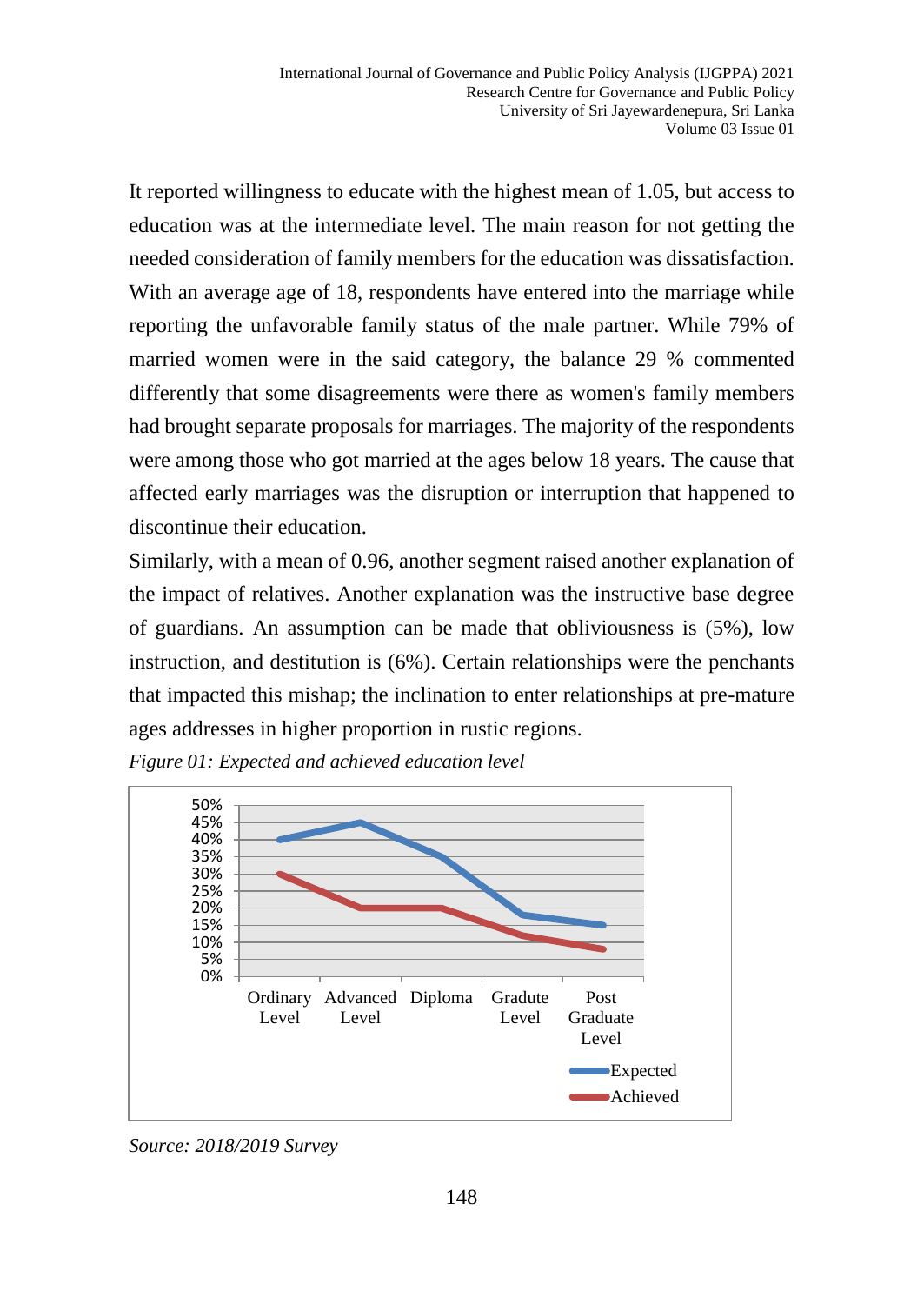It reported willingness to educate with the highest mean of 1.05, but access to education was at the intermediate level. The main reason for not getting the needed consideration of family members for the education was dissatisfaction. With an average age of 18, respondents have entered into the marriage while reporting the unfavorable family status of the male partner. While 79% of married women were in the said category, the balance 29 % commented differently that some disagreements were there as women's family members had brought separate proposals for marriages. The majority of the respondents were among those who got married at the ages below 18 years. The cause that affected early marriages was the disruption or interruption that happened to discontinue their education.

Similarly, with a mean of 0.96, another segment raised another explanation of the impact of relatives. Another explanation was the instructive base degree of guardians. An assumption can be made that obliviousness is (5%), low instruction, and destitution is (6%). Certain relationships were the penchants that impacted this mishap; the inclination to enter relationships at pre-mature ages addresses in higher proportion in rustic regions.

*Figure 01: Expected and achieved education level*

| | Ordinary Level | Advanced Level | Diploma | Gradute Level | Post Graduate Level |
|---|---|---|---|---|---|
| Expected | 40% | 45% | 35% | 18% | 15% |
| Achieved | 30% | 20% | 20% | 12% | 8% |

*Source: 2018/2019 Survey*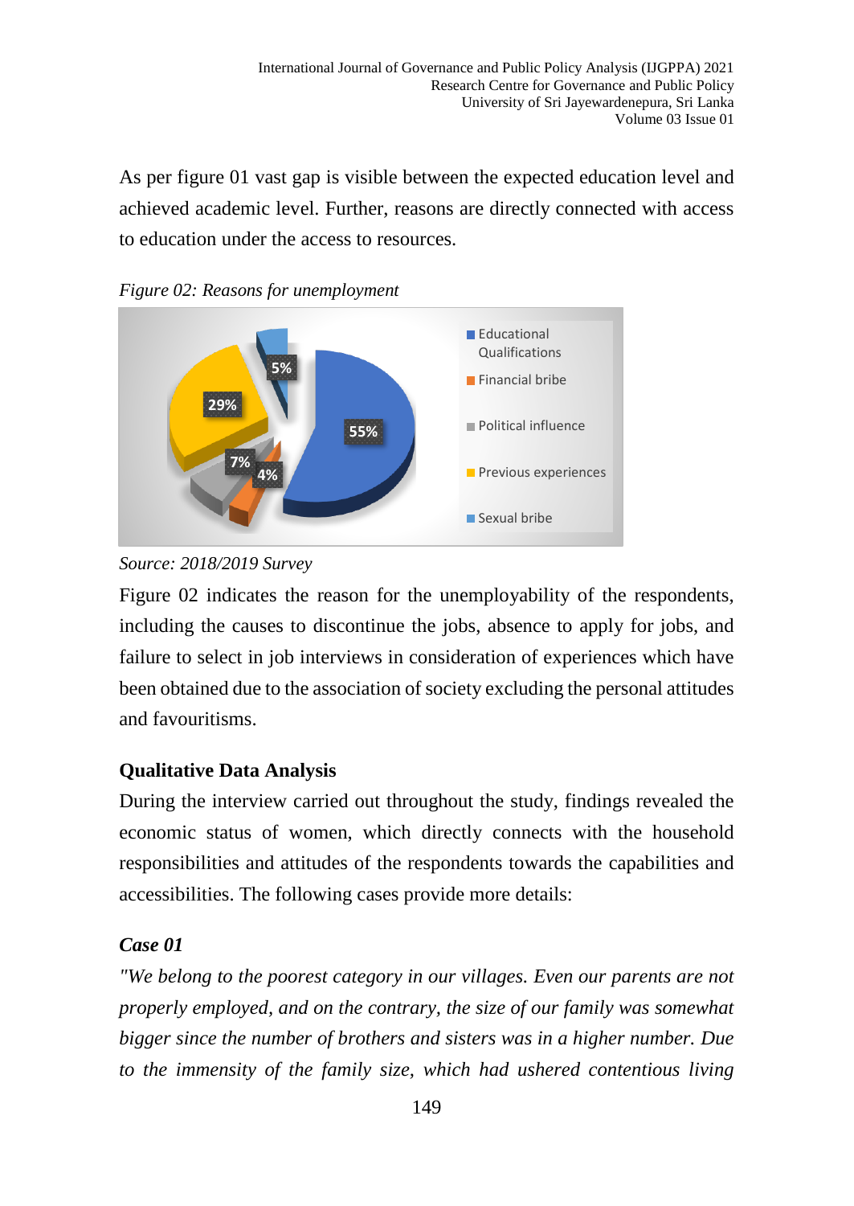As per figure 01 vast gap is visible between the expected education level and achieved academic level. Further, reasons are directly connected with access to education under the access to resources.

*Figure 02: Reasons for unemployment*

*Source: 2018/2019 Survey*

Figure 02 indicates the reason for the unemployability of the respondents, including the causes to discontinue the jobs, absence to apply for jobs, and failure to select in job interviews in consideration of experiences which have been obtained due to the association of society excluding the personal attitudes and favouritisms.

### Qualitative Data Analysis

During the interview carried out throughout the study, findings revealed the economic status of women, which directly connects with the household responsibilities and attitudes of the respondents towards the capabilities and accessibilities. The following cases provide more details:

#### *Case 01*

*"We belong to the poorest category in our villages. Even our parents are not properly employed, and on the contrary, the size of our family was somewhat bigger since the number of brothers and sisters was in a higher number. Due to the immensity of the family size, which had ushered contentious living*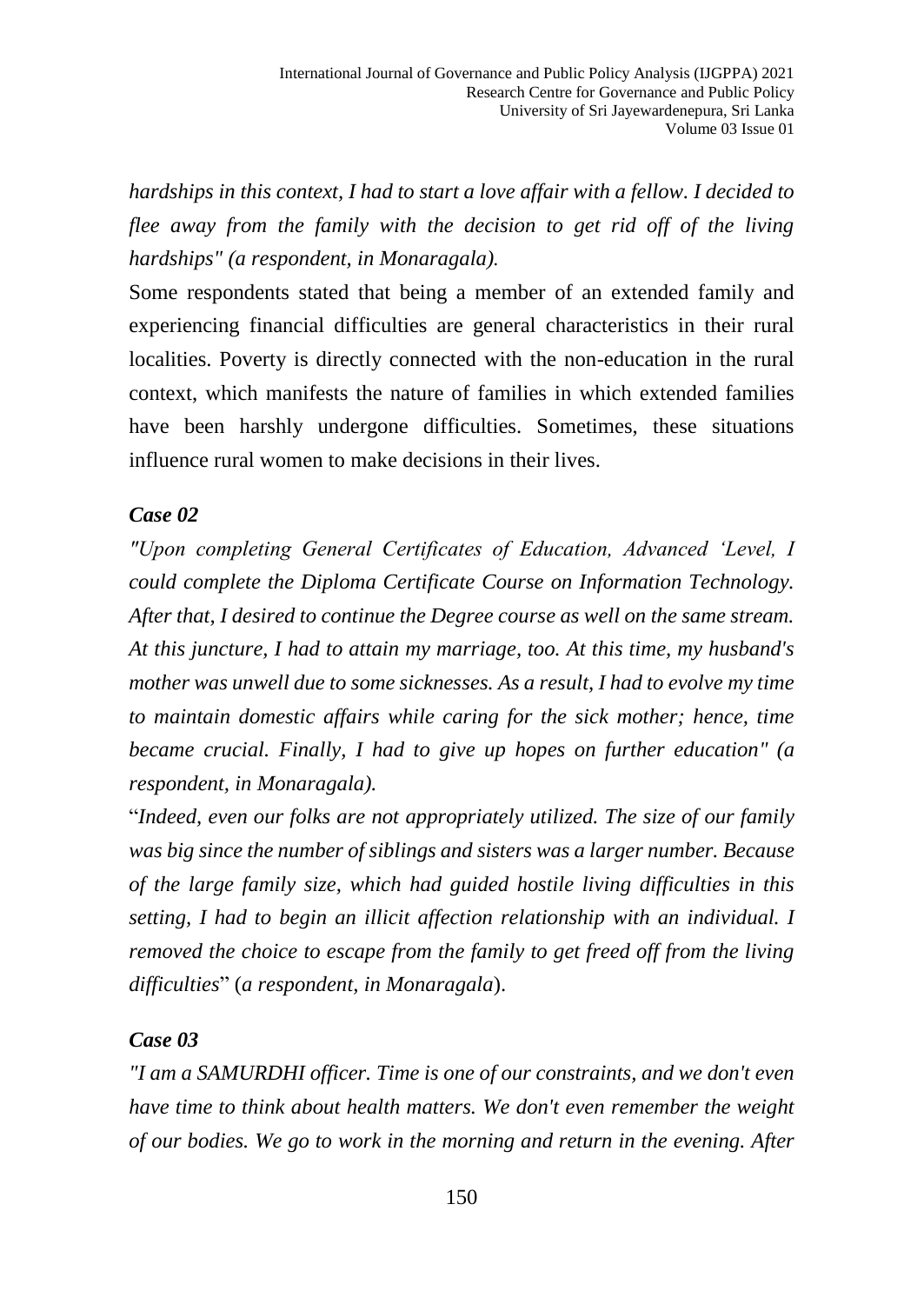*hardships in this context, I had to start a love affair with a fellow. I decided to flee away from the family with the decision to get rid off of the living hardships" (a respondent, in Monaragala).*

Some respondents stated that being a member of an extended family and experiencing financial difficulties are general characteristics in their rural localities. Poverty is directly connected with the non-education in the rural context, which manifests the nature of families in which extended families have been harshly undergone difficulties. Sometimes, these situations influence rural women to make decisions in their lives.

### *Case 02*

*"Upon completing General Certificates of Education, Advanced 'Level, I could complete the Diploma Certificate Course on Information Technology. After that, I desired to continue the Degree course as well on the same stream. At this juncture, I had to attain my marriage, too. At this time, my husband's mother was unwell due to some sicknesses. As a result, I had to evolve my time to maintain domestic affairs while caring for the sick mother; hence, time became crucial. Finally, I had to give up hopes on further education" (a respondent, in Monaragala).*

"*Indeed, even our folks are not appropriately utilized. The size of our family was big since the number of siblings and sisters was a larger number. Because of the large family size, which had guided hostile living difficulties in this setting, I had to begin an illicit affection relationship with an individual. I removed the choice to escape from the family to get freed off from the living difficulties*" (*a respondent, in Monaragala*).

### *Case 03*

*"I am a SAMURDHI officer. Time is one of our constraints, and we don't even have time to think about health matters. We don't even remember the weight of our bodies. We go to work in the morning and return in the evening. After*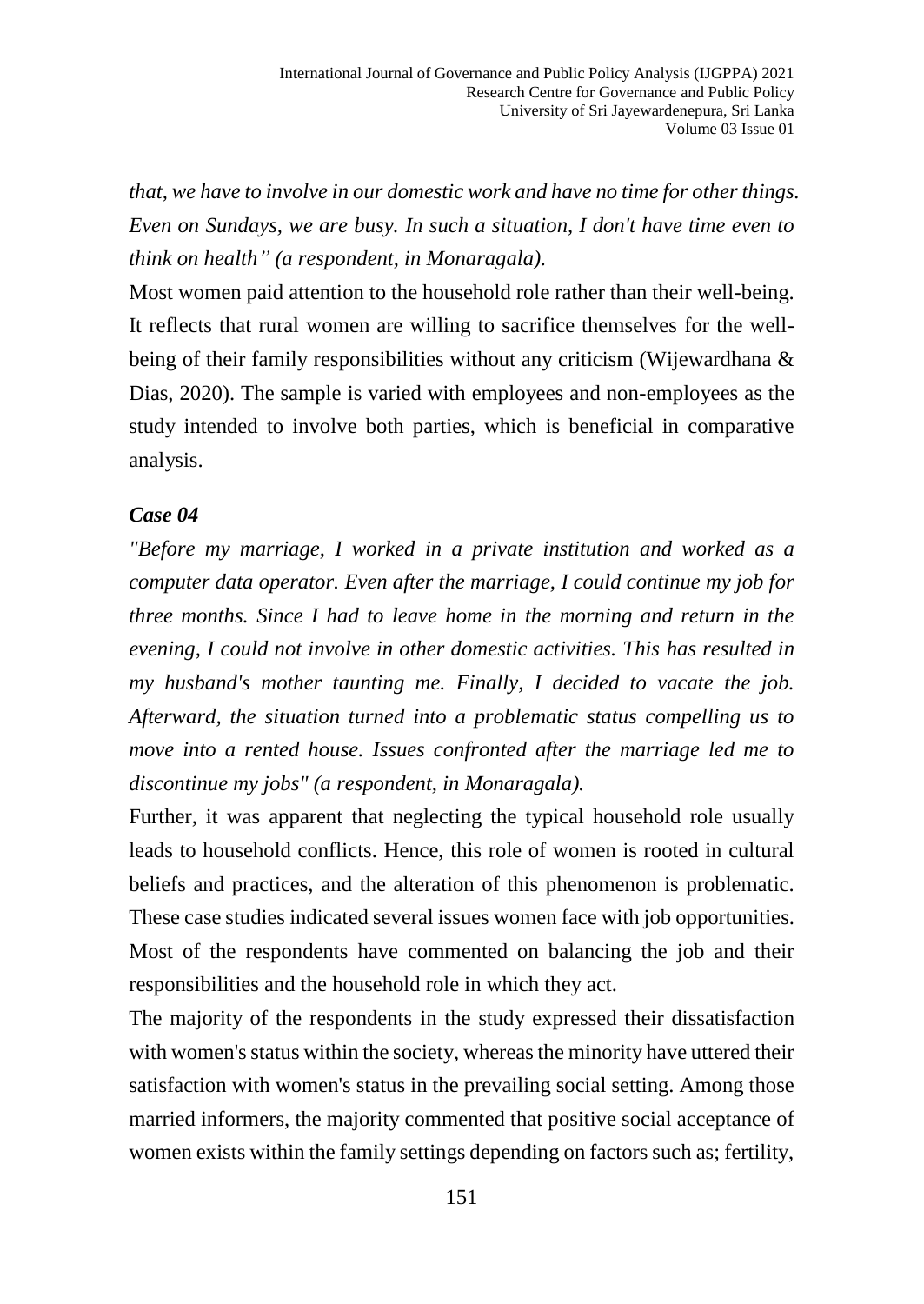*that, we have to involve in our domestic work and have no time for other things. Even on Sundays, we are busy. In such a situation, I don't have time even to think on health" (a respondent, in Monaragala).*

Most women paid attention to the household role rather than their well-being. It reflects that rural women are willing to sacrifice themselves for the well-being of their family responsibilities without any criticism (Wijewardhana & Dias, 2020). The sample is varied with employees and non-employees as the study intended to involve both parties, which is beneficial in comparative analysis.

***Case 04***

*"Before my marriage, I worked in a private institution and worked as a computer data operator. Even after the marriage, I could continue my job for three months. Since I had to leave home in the morning and return in the evening, I could not involve in other domestic activities. This has resulted in my husband's mother taunting me. Finally, I decided to vacate the job. Afterward, the situation turned into a problematic status compelling us to move into a rented house. Issues confronted after the marriage led me to discontinue my jobs" (a respondent, in Monaragala).*

Further, it was apparent that neglecting the typical household role usually leads to household conflicts. Hence, this role of women is rooted in cultural beliefs and practices, and the alteration of this phenomenon is problematic. These case studies indicated several issues women face with job opportunities. Most of the respondents have commented on balancing the job and their responsibilities and the household role in which they act.

The majority of the respondents in the study expressed their dissatisfaction with women's status within the society, whereas the minority have uttered their satisfaction with women's status in the prevailing social setting. Among those married informers, the majority commented that positive social acceptance of women exists within the family settings depending on factors such as; fertility,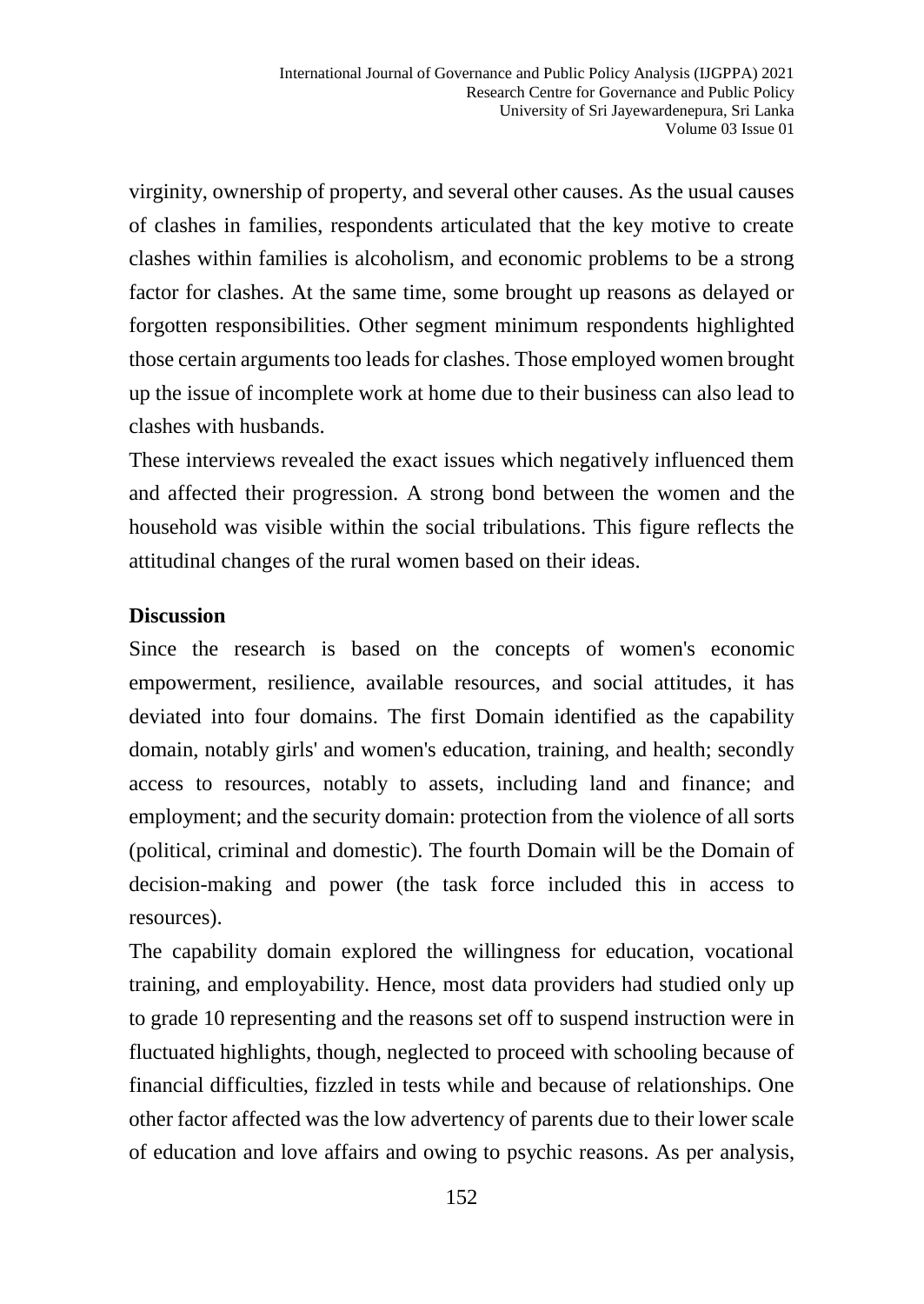virginity, ownership of property, and several other causes. As the usual causes of clashes in families, respondents articulated that the key motive to create clashes within families is alcoholism, and economic problems to be a strong factor for clashes. At the same time, some brought up reasons as delayed or forgotten responsibilities. Other segment minimum respondents highlighted those certain arguments too leads for clashes. Those employed women brought up the issue of incomplete work at home due to their business can also lead to clashes with husbands.

These interviews revealed the exact issues which negatively influenced them and affected their progression. A strong bond between the women and the household was visible within the social tribulations. This figure reflects the attitudinal changes of the rural women based on their ideas.

**Discussion**

Since the research is based on the concepts of women's economic empowerment, resilience, available resources, and social attitudes, it has deviated into four domains. The first Domain identified as the capability domain, notably girls' and women's education, training, and health; secondly access to resources, notably to assets, including land and finance; and employment; and the security domain: protection from the violence of all sorts (political, criminal and domestic). The fourth Domain will be the Domain of decision-making and power (the task force included this in access to resources).

The capability domain explored the willingness for education, vocational training, and employability. Hence, most data providers had studied only up to grade 10 representing and the reasons set off to suspend instruction were in fluctuated highlights, though, neglected to proceed with schooling because of financial difficulties, fizzled in tests while and because of relationships. One other factor affected was the low advertency of parents due to their lower scale of education and love affairs and owing to psychic reasons. As per analysis,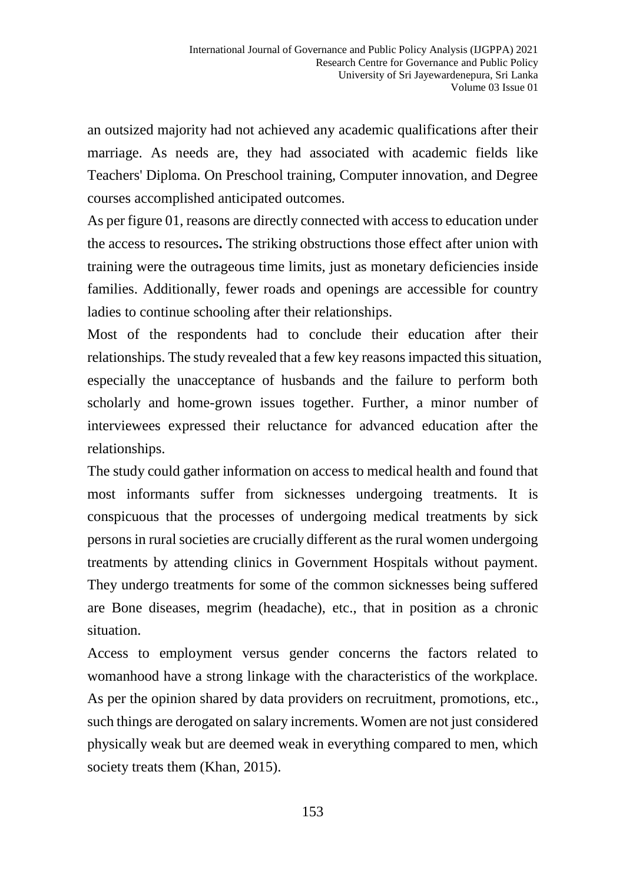an outsized majority had not achieved any academic qualifications after their marriage. As needs are, they had associated with academic fields like Teachers' Diploma. On Preschool training, Computer innovation, and Degree courses accomplished anticipated outcomes.

As per figure 01, reasons are directly connected with access to education under the access to resources**.** The striking obstructions those effect after union with training were the outrageous time limits, just as monetary deficiencies inside families. Additionally, fewer roads and openings are accessible for country ladies to continue schooling after their relationships.

Most of the respondents had to conclude their education after their relationships. The study revealed that a few key reasons impacted this situation, especially the unacceptance of husbands and the failure to perform both scholarly and home-grown issues together. Further, a minor number of interviewees expressed their reluctance for advanced education after the relationships.

The study could gather information on access to medical health and found that most informants suffer from sicknesses undergoing treatments. It is conspicuous that the processes of undergoing medical treatments by sick persons in rural societies are crucially different as the rural women undergoing treatments by attending clinics in Government Hospitals without payment. They undergo treatments for some of the common sicknesses being suffered are Bone diseases, megrim (headache), etc., that in position as a chronic situation.

Access to employment versus gender concerns the factors related to womanhood have a strong linkage with the characteristics of the workplace. As per the opinion shared by data providers on recruitment, promotions, etc., such things are derogated on salary increments. Women are not just considered physically weak but are deemed weak in everything compared to men, which society treats them (Khan, 2015).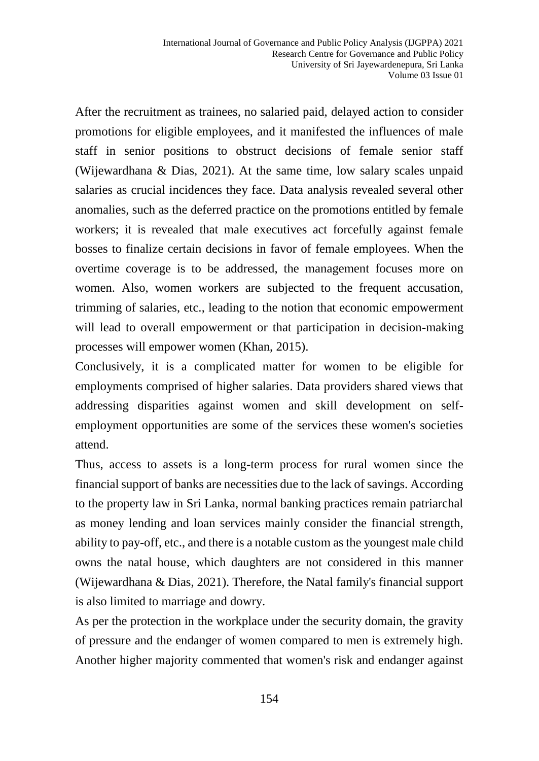After the recruitment as trainees, no salaried paid, delayed action to consider promotions for eligible employees, and it manifested the influences of male staff in senior positions to obstruct decisions of female senior staff (Wijewardhana & Dias, 2021). At the same time, low salary scales unpaid salaries as crucial incidences they face. Data analysis revealed several other anomalies, such as the deferred practice on the promotions entitled by female workers; it is revealed that male executives act forcefully against female bosses to finalize certain decisions in favor of female employees. When the overtime coverage is to be addressed, the management focuses more on women. Also, women workers are subjected to the frequent accusation, trimming of salaries, etc., leading to the notion that economic empowerment will lead to overall empowerment or that participation in decision-making processes will empower women (Khan, 2015).

Conclusively, it is a complicated matter for women to be eligible for employments comprised of higher salaries. Data providers shared views that addressing disparities against women and skill development on self-employment opportunities are some of the services these women's societies attend.

Thus, access to assets is a long-term process for rural women since the financial support of banks are necessities due to the lack of savings. According to the property law in Sri Lanka, normal banking practices remain patriarchal as money lending and loan services mainly consider the financial strength, ability to pay-off, etc., and there is a notable custom as the youngest male child owns the natal house, which daughters are not considered in this manner (Wijewardhana & Dias, 2021). Therefore, the Natal family's financial support is also limited to marriage and dowry.

As per the protection in the workplace under the security domain, the gravity of pressure and the endanger of women compared to men is extremely high. Another higher majority commented that women's risk and endanger against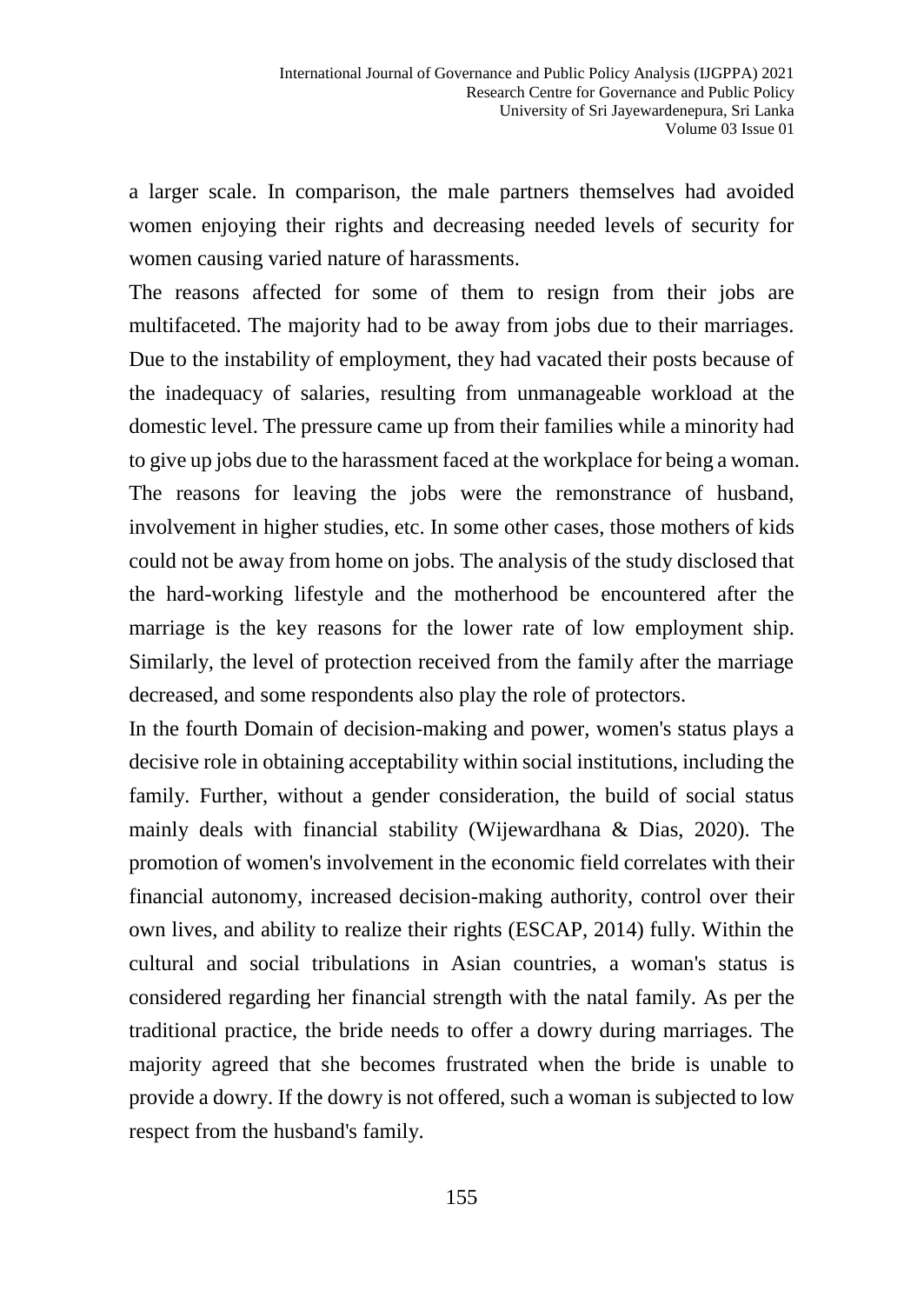a larger scale. In comparison, the male partners themselves had avoided women enjoying their rights and decreasing needed levels of security for women causing varied nature of harassments.

The reasons affected for some of them to resign from their jobs are multifaceted. The majority had to be away from jobs due to their marriages. Due to the instability of employment, they had vacated their posts because of the inadequacy of salaries, resulting from unmanageable workload at the domestic level. The pressure came up from their families while a minority had to give up jobs due to the harassment faced at the workplace for being a woman. The reasons for leaving the jobs were the remonstrance of husband, involvement in higher studies, etc. In some other cases, those mothers of kids could not be away from home on jobs. The analysis of the study disclosed that the hard-working lifestyle and the motherhood be encountered after the marriage is the key reasons for the lower rate of low employment ship. Similarly, the level of protection received from the family after the marriage decreased, and some respondents also play the role of protectors.

In the fourth Domain of decision-making and power, women's status plays a decisive role in obtaining acceptability within social institutions, including the family. Further, without a gender consideration, the build of social status mainly deals with financial stability (Wijewardhana & Dias, 2020). The promotion of women's involvement in the economic field correlates with their financial autonomy, increased decision-making authority, control over their own lives, and ability to realize their rights (ESCAP, 2014) fully. Within the cultural and social tribulations in Asian countries, a woman's status is considered regarding her financial strength with the natal family. As per the traditional practice, the bride needs to offer a dowry during marriages. The majority agreed that she becomes frustrated when the bride is unable to provide a dowry. If the dowry is not offered, such a woman is subjected to low respect from the husband's family.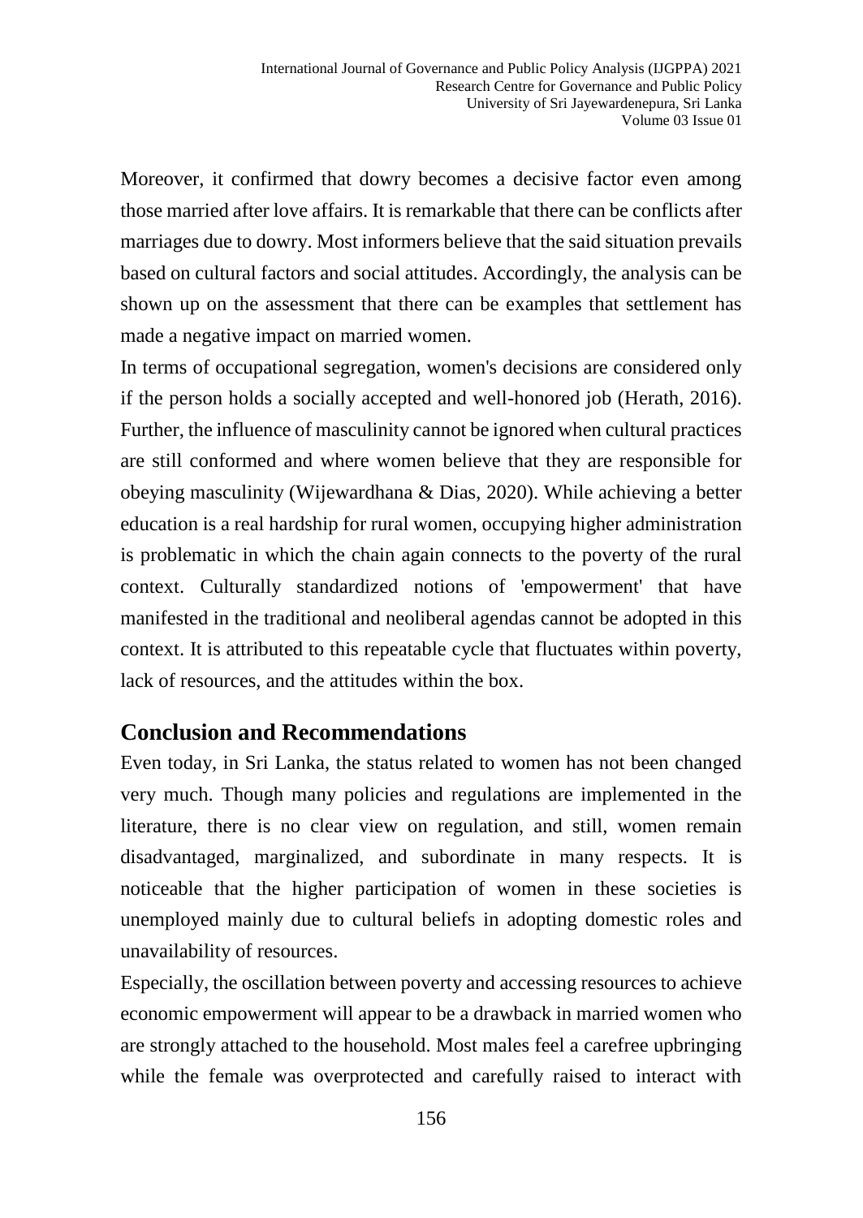Moreover, it confirmed that dowry becomes a decisive factor even among those married after love affairs. It is remarkable that there can be conflicts after marriages due to dowry. Most informers believe that the said situation prevails based on cultural factors and social attitudes. Accordingly, the analysis can be shown up on the assessment that there can be examples that settlement has made a negative impact on married women.

In terms of occupational segregation, women's decisions are considered only if the person holds a socially accepted and well-honored job (Herath, 2016). Further, the influence of masculinity cannot be ignored when cultural practices are still conformed and where women believe that they are responsible for obeying masculinity (Wijewardhana & Dias, 2020). While achieving a better education is a real hardship for rural women, occupying higher administration is problematic in which the chain again connects to the poverty of the rural context. Culturally standardized notions of 'empowerment' that have manifested in the traditional and neoliberal agendas cannot be adopted in this context. It is attributed to this repeatable cycle that fluctuates within poverty, lack of resources, and the attitudes within the box.

## Conclusion and Recommendations

Even today, in Sri Lanka, the status related to women has not been changed very much. Though many policies and regulations are implemented in the literature, there is no clear view on regulation, and still, women remain disadvantaged, marginalized, and subordinate in many respects. It is noticeable that the higher participation of women in these societies is unemployed mainly due to cultural beliefs in adopting domestic roles and unavailability of resources.

Especially, the oscillation between poverty and accessing resources to achieve economic empowerment will appear to be a drawback in married women who are strongly attached to the household. Most males feel a carefree upbringing while the female was overprotected and carefully raised to interact with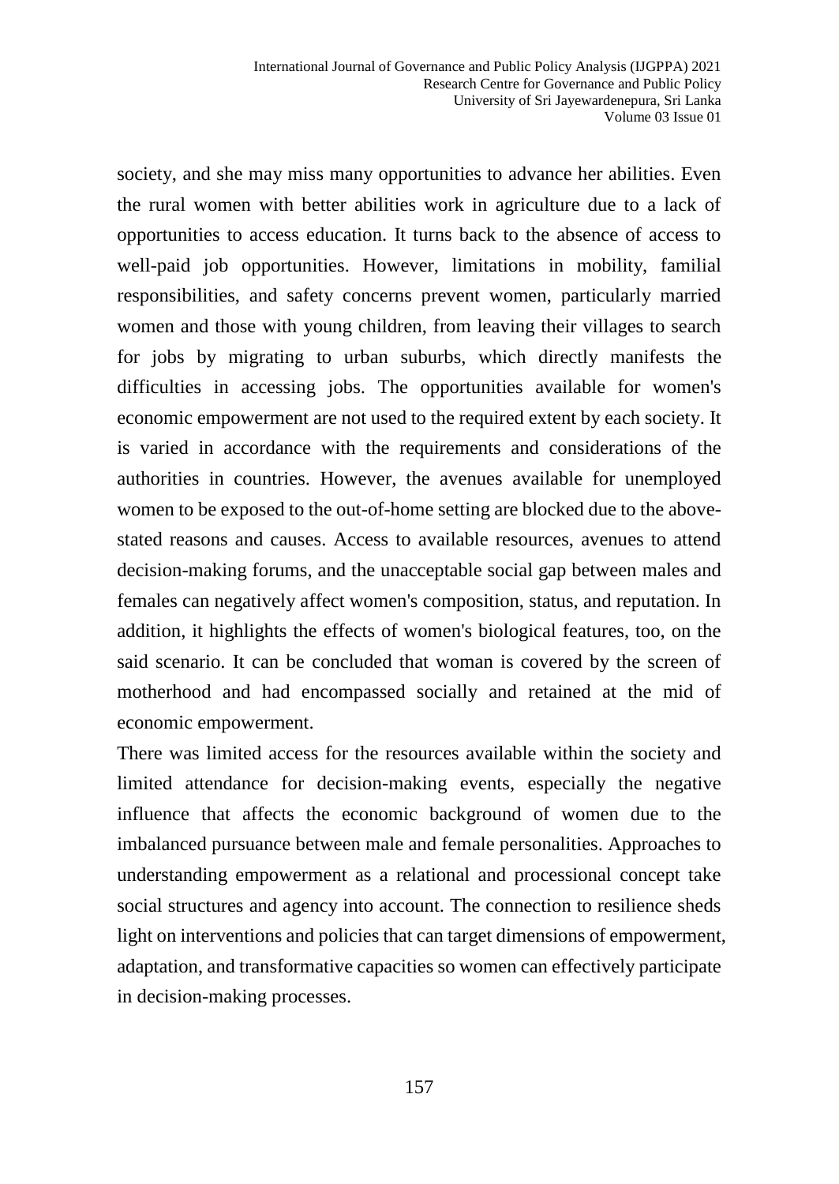society, and she may miss many opportunities to advance her abilities. Even the rural women with better abilities work in agriculture due to a lack of opportunities to access education. It turns back to the absence of access to well-paid job opportunities. However, limitations in mobility, familial responsibilities, and safety concerns prevent women, particularly married women and those with young children, from leaving their villages to search for jobs by migrating to urban suburbs, which directly manifests the difficulties in accessing jobs. The opportunities available for women's economic empowerment are not used to the required extent by each society. It is varied in accordance with the requirements and considerations of the authorities in countries. However, the avenues available for unemployed women to be exposed to the out-of-home setting are blocked due to the above-stated reasons and causes. Access to available resources, avenues to attend decision-making forums, and the unacceptable social gap between males and females can negatively affect women's composition, status, and reputation. In addition, it highlights the effects of women's biological features, too, on the said scenario. It can be concluded that woman is covered by the screen of motherhood and had encompassed socially and retained at the mid of economic empowerment.

There was limited access for the resources available within the society and limited attendance for decision-making events, especially the negative influence that affects the economic background of women due to the imbalanced pursuance between male and female personalities. Approaches to understanding empowerment as a relational and processional concept take social structures and agency into account. The connection to resilience sheds light on interventions and policies that can target dimensions of empowerment, adaptation, and transformative capacities so women can effectively participate in decision-making processes.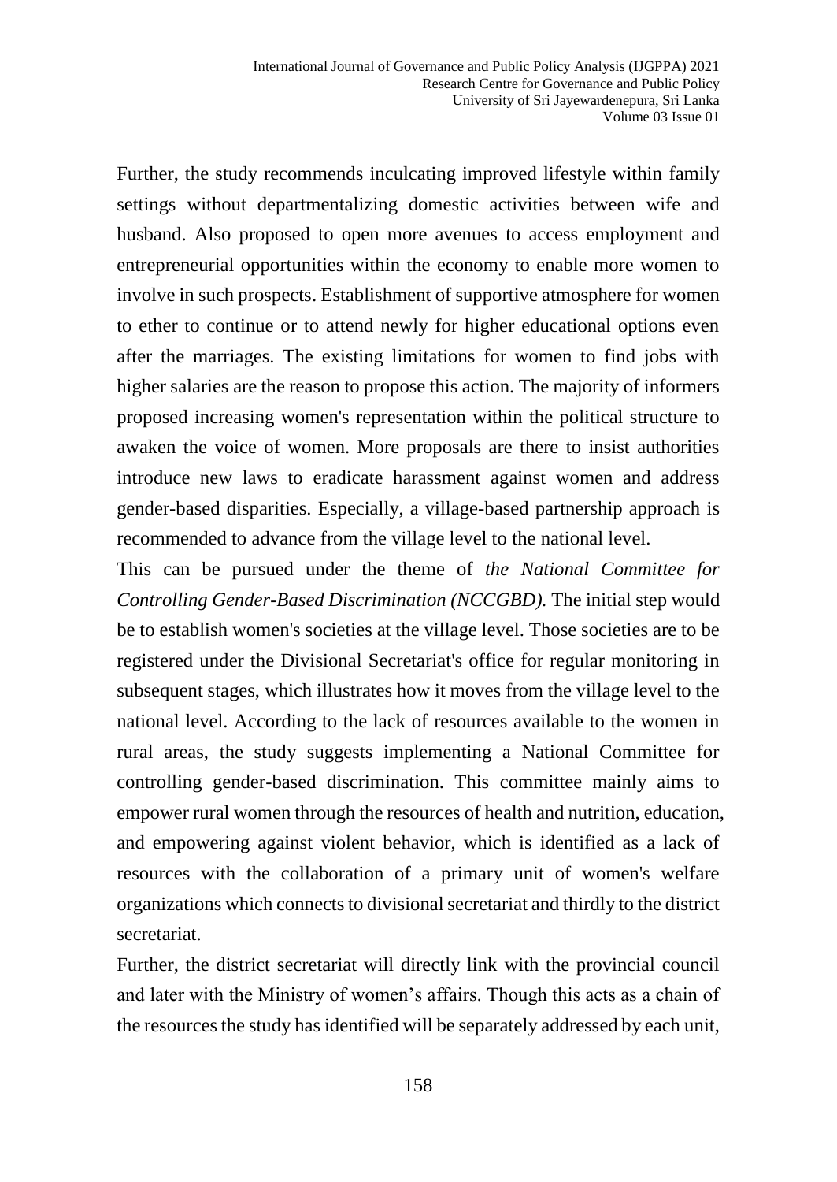Further, the study recommends inculcating improved lifestyle within family settings without departmentalizing domestic activities between wife and husband. Also proposed to open more avenues to access employment and entrepreneurial opportunities within the economy to enable more women to involve in such prospects. Establishment of supportive atmosphere for women to ether to continue or to attend newly for higher educational options even after the marriages. The existing limitations for women to find jobs with higher salaries are the reason to propose this action. The majority of informers proposed increasing women's representation within the political structure to awaken the voice of women. More proposals are there to insist authorities introduce new laws to eradicate harassment against women and address gender-based disparities. Especially, a village-based partnership approach is recommended to advance from the village level to the national level.

This can be pursued under the theme of *the National Committee for Controlling Gender-Based Discrimination (NCCGBD).* The initial step would be to establish women's societies at the village level. Those societies are to be registered under the Divisional Secretariat's office for regular monitoring in subsequent stages, which illustrates how it moves from the village level to the national level. According to the lack of resources available to the women in rural areas, the study suggests implementing a National Committee for controlling gender-based discrimination. This committee mainly aims to empower rural women through the resources of health and nutrition, education, and empowering against violent behavior, which is identified as a lack of resources with the collaboration of a primary unit of women's welfare organizations which connects to divisional secretariat and thirdly to the district secretariat.

Further, the district secretariat will directly link with the provincial council and later with the Ministry of women's affairs. Though this acts as a chain of the resources the study has identified will be separately addressed by each unit,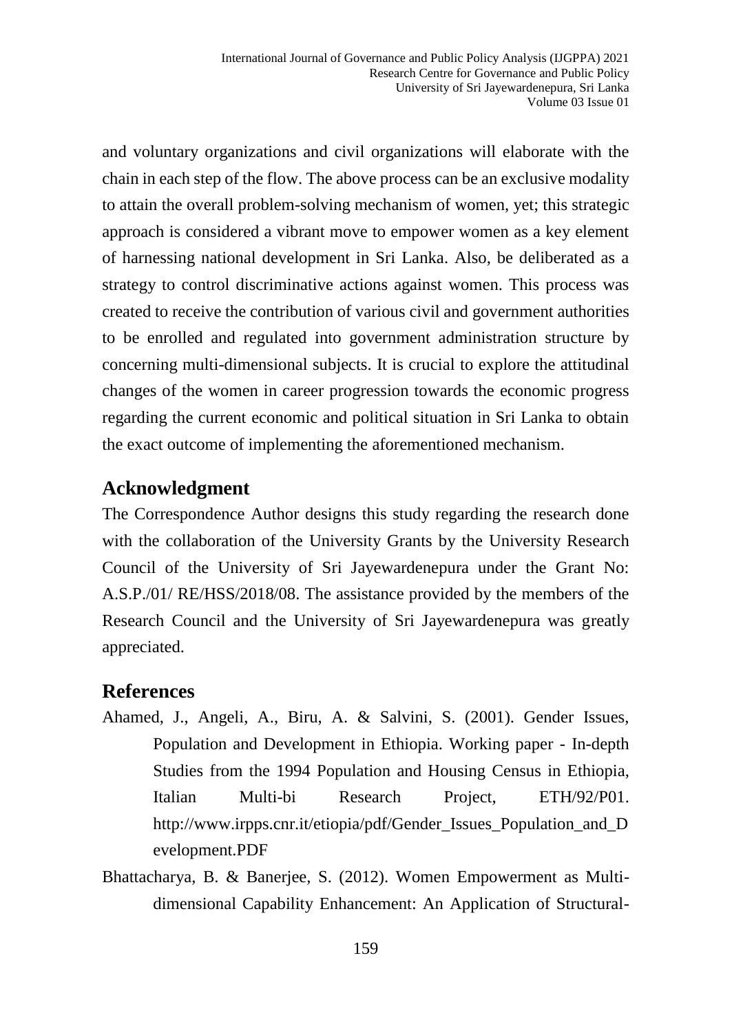and voluntary organizations and civil organizations will elaborate with the chain in each step of the flow. The above process can be an exclusive modality to attain the overall problem-solving mechanism of women, yet; this strategic approach is considered a vibrant move to empower women as a key element of harnessing national development in Sri Lanka. Also, be deliberated as a strategy to control discriminative actions against women. This process was created to receive the contribution of various civil and government authorities to be enrolled and regulated into government administration structure by concerning multi-dimensional subjects. It is crucial to explore the attitudinal changes of the women in career progression towards the economic progress regarding the current economic and political situation in Sri Lanka to obtain the exact outcome of implementing the aforementioned mechanism.

## Acknowledgment

The Correspondence Author designs this study regarding the research done with the collaboration of the University Grants by the University Research Council of the University of Sri Jayewardenepura under the Grant No: A.S.P./01/ RE/HSS/2018/08. The assistance provided by the members of the Research Council and the University of Sri Jayewardenepura was greatly appreciated.

## References

Ahamed, J., Angeli, A., Biru, A. & Salvini, S. (2001). Gender Issues, Population and Development in Ethiopia. Working paper - In-depth Studies from the 1994 Population and Housing Census in Ethiopia, Italian Multi-bi Research Project, ETH/92/P01. http://www.irpps.cnr.it/etiopia/pdf/Gender_Issues_Population_and_Development.PDF

Bhattacharya, B. & Banerjee, S. (2012). Women Empowerment as Multi-dimensional Capability Enhancement: An Application of Structural-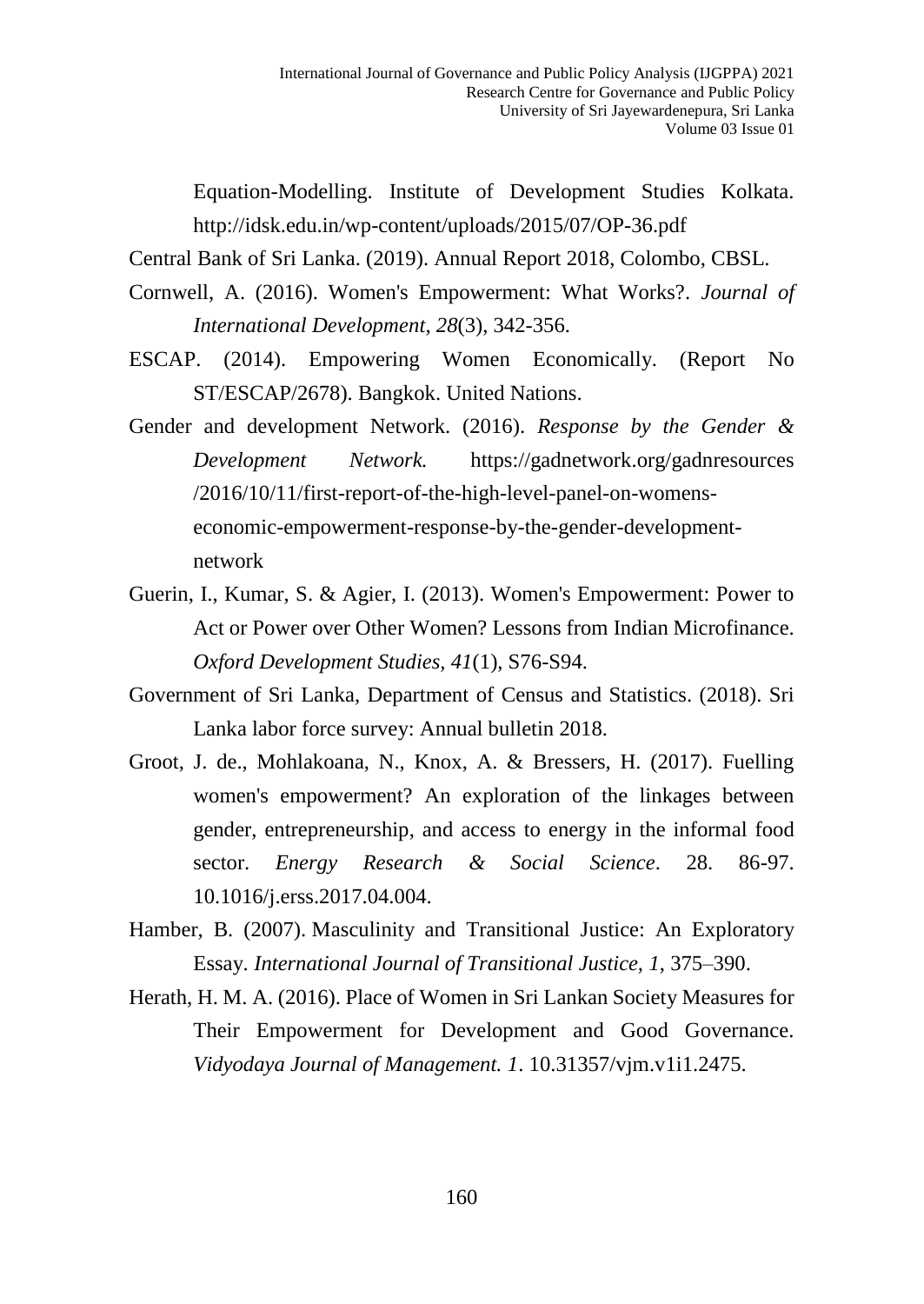Equation-Modelling. Institute of Development Studies Kolkata. http://idsk.edu.in/wp-content/uploads/2015/07/OP-36.pdf

Central Bank of Sri Lanka. (2019). Annual Report 2018, Colombo, CBSL.

Cornwell, A. (2016). Women's Empowerment: What Works?. *Journal of International Development, 28*(3), 342-356.

ESCAP. (2014). Empowering Women Economically. (Report No ST/ESCAP/2678). Bangkok. United Nations.

Gender and development Network. (2016). *Response by the Gender & Development Network.* https://gadnetwork.org/gadnresources /2016/10/11/first-report-of-the-high-level-panel-on-womens-economic-empowerment-response-by-the-gender-development-network

Guerin, I., Kumar, S. & Agier, I. (2013). Women's Empowerment: Power to Act or Power over Other Women? Lessons from Indian Microfinance. *Oxford Development Studies, 41*(1), S76-S94.

Government of Sri Lanka, Department of Census and Statistics. (2018). Sri Lanka labor force survey: Annual bulletin 2018.

Groot, J. de., Mohlakoana, N., Knox, A. & Bressers, H. (2017). Fuelling women's empowerment? An exploration of the linkages between gender, entrepreneurship, and access to energy in the informal food sector. *Energy Research & Social Science*. 28. 86-97. 10.1016/j.erss.2017.04.004.

Hamber, B. (2007). Masculinity and Transitional Justice: An Exploratory Essay. *International Journal of Transitional Justice, 1*, 375–390.

Herath, H. M. A. (2016). Place of Women in Sri Lankan Society Measures for Their Empowerment for Development and Good Governance. *Vidyodaya Journal of Management. 1*. 10.31357/vjm.v1i1.2475.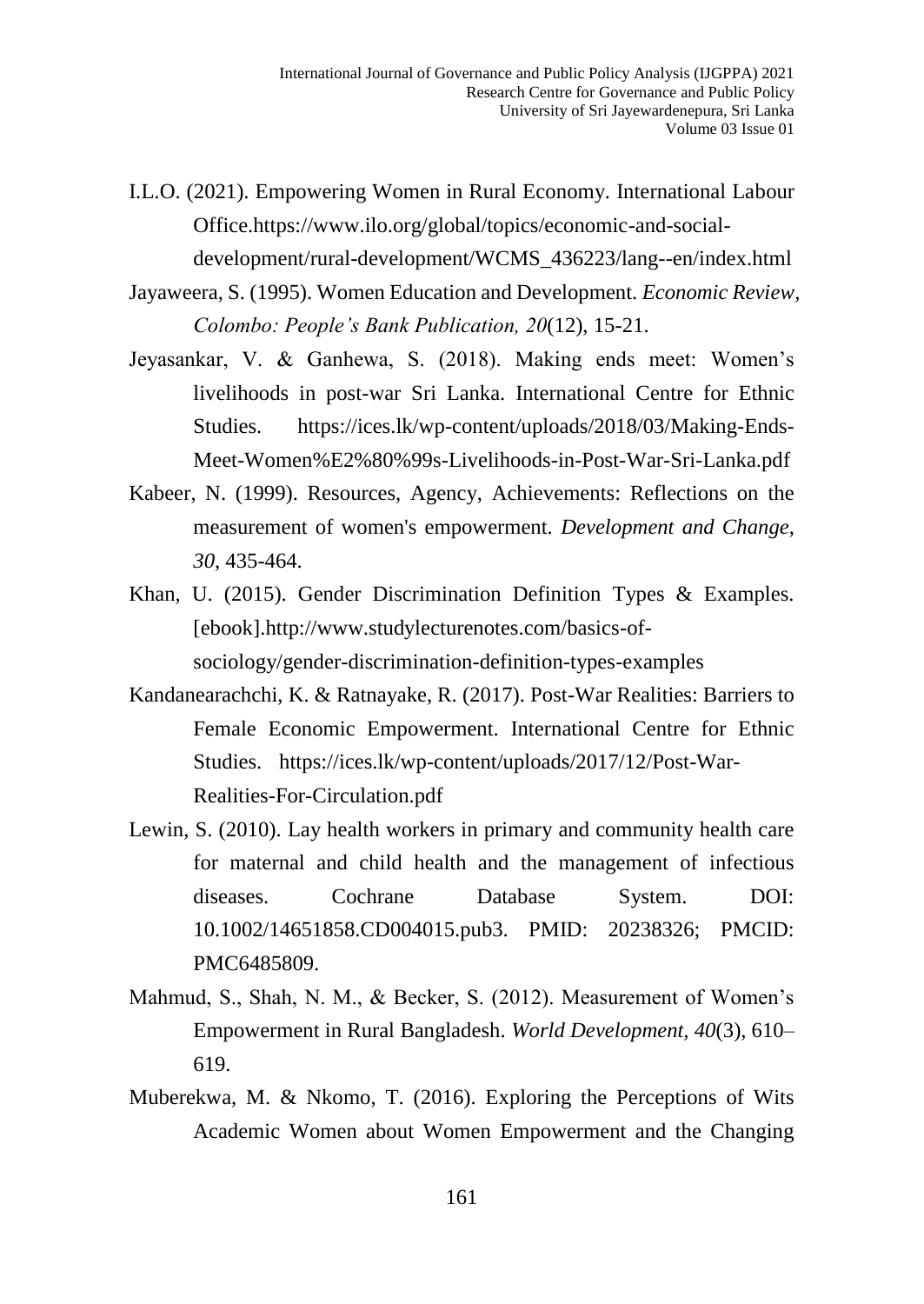I.L.O. (2021). Empowering Women in Rural Economy. International Labour Office.https://www.ilo.org/global/topics/economic-and-social-development/rural-development/WCMS_436223/lang--en/index.html

Jayaweera, S. (1995). Women Education and Development. *Economic Review, Colombo: People's Bank Publication, 20*(12), 15-21.

Jeyasankar, V. & Ganhewa, S. (2018). Making ends meet: Women's livelihoods in post-war Sri Lanka. International Centre for Ethnic Studies. https://ices.lk/wp-content/uploads/2018/03/Making-Ends-Meet-Women%E2%80%99s-Livelihoods-in-Post-War-Sri-Lanka.pdf

Kabeer, N. (1999). Resources, Agency, Achievements: Reflections on the measurement of women's empowerment. *Development and Change, 30*, 435-464.

Khan, U. (2015). Gender Discrimination Definition Types & Examples. [ebook].http://www.studylecturenotes.com/basics-of-sociology/gender-discrimination-definition-types-examples

Kandanearachchi, K. & Ratnayake, R. (2017). Post-War Realities: Barriers to Female Economic Empowerment. International Centre for Ethnic Studies. https://ices.lk/wp-content/uploads/2017/12/Post-War-Realities-For-Circulation.pdf

Lewin, S. (2010). Lay health workers in primary and community health care for maternal and child health and the management of infectious diseases. Cochrane Database System. DOI: 10.1002/14651858.CD004015.pub3. PMID: 20238326; PMCID: PMC6485809.

Mahmud, S., Shah, N. M., & Becker, S. (2012). Measurement of Women's Empowerment in Rural Bangladesh. *World Development, 40*(3), 610–619.

Muberekwa, M. & Nkomo, T. (2016). Exploring the Perceptions of Wits Academic Women about Women Empowerment and the Changing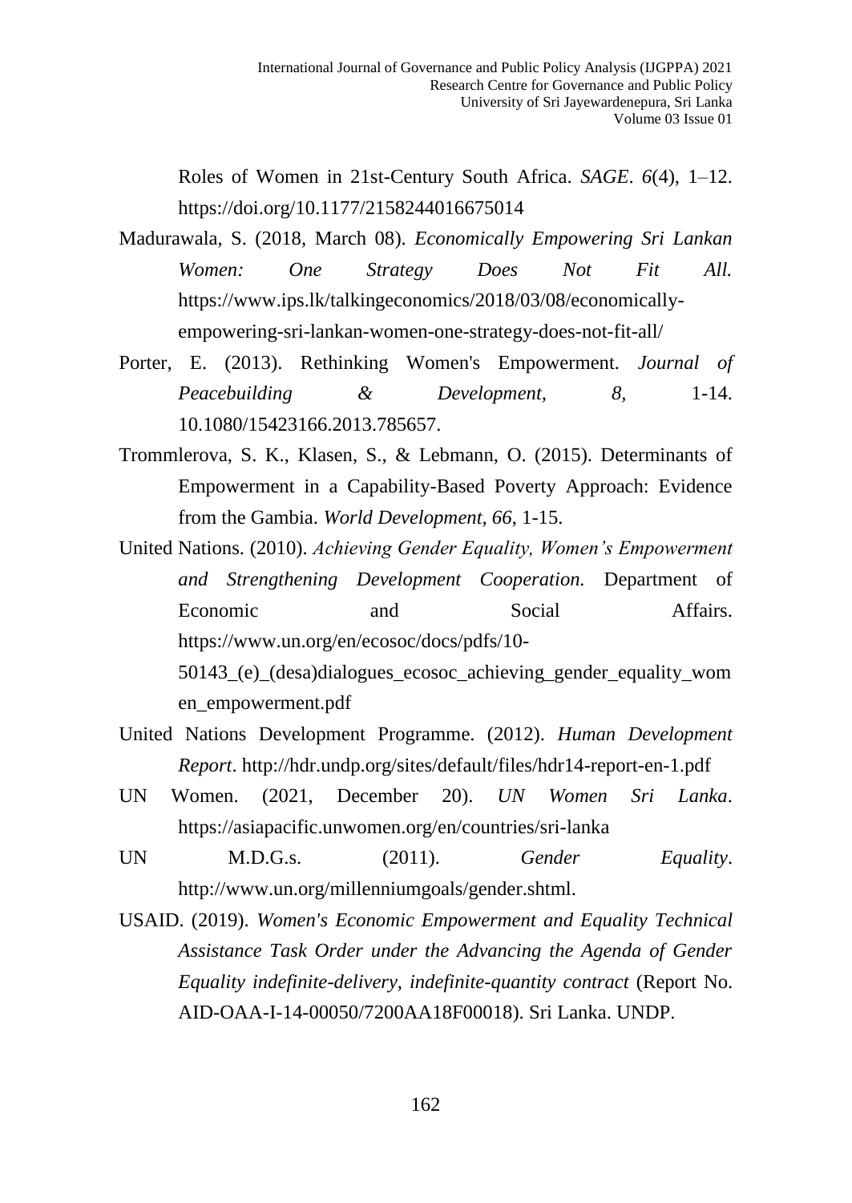Roles of Women in 21st-Century South Africa. *SAGE*. *6*(4), 1–12. https://doi.org/10.1177/2158244016675014

Madurawala, S. (2018, March 08). *Economically Empowering Sri Lankan Women: One Strategy Does Not Fit All.* https://www.ips.lk/talkingeconomics/2018/03/08/economically-empowering-sri-lankan-women-one-strategy-does-not-fit-all/

Porter, E. (2013). Rethinking Women's Empowerment. *Journal of Peacebuilding & Development*, *8*, 1-14. 10.1080/15423166.2013.785657.

Trommlerova, S. K., Klasen, S., & Lebmann, O. (2015). Determinants of Empowerment in a Capability-Based Poverty Approach: Evidence from the Gambia. *World Development, 66*, 1-15.

United Nations. (2010). *Achieving Gender Equality, Women's Empowerment and Strengthening Development Cooperation.* Department of Economic and Social Affairs. https://www.un.org/en/ecosoc/docs/pdfs/10-50143_(e)_(desa)dialogues_ecosoc_achieving_gender_equality_women_empowerment.pdf

United Nations Development Programme. (2012). *Human Development Report*. http://hdr.undp.org/sites/default/files/hdr14-report-en-1.pdf

UN Women. (2021, December 20). *UN Women Sri Lanka*. https://asiapacific.unwomen.org/en/countries/sri-lanka

UN M.D.G.s. (2011). *Gender Equality*. http://www.un.org/millenniumgoals/gender.shtml.

USAID. (2019). *Women's Economic Empowerment and Equality Technical Assistance Task Order under the Advancing the Agenda of Gender Equality indefinite-delivery, indefinite-quantity contract* (Report No. AID-OAA-I-14-00050/7200AA18F00018). Sri Lanka. UNDP.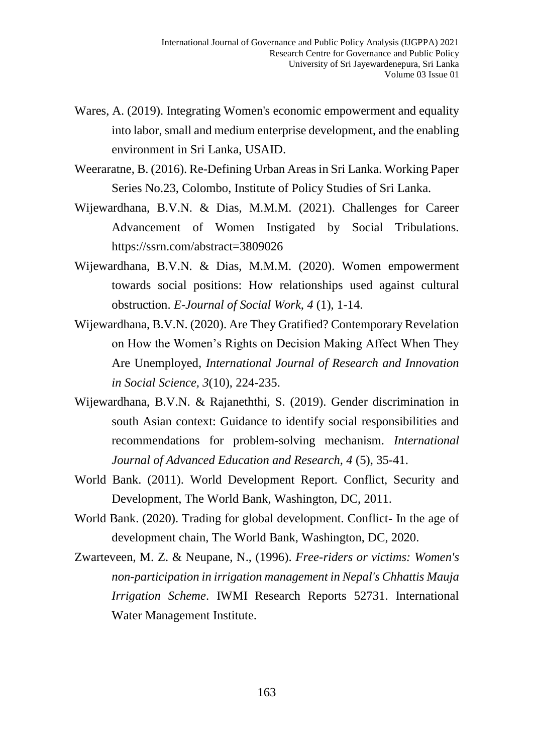Wares, A. (2019). Integrating Women's economic empowerment and equality into labor, small and medium enterprise development, and the enabling environment in Sri Lanka, USAID.

Weeraratne, B. (2016). Re-Defining Urban Areas in Sri Lanka. Working Paper Series No.23, Colombo, Institute of Policy Studies of Sri Lanka.

Wijewardhana, B.V.N. & Dias, M.M.M. (2021). Challenges for Career Advancement of Women Instigated by Social Tribulations. https://ssrn.com/abstract=3809026

Wijewardhana, B.V.N. & Dias, M.M.M. (2020). Women empowerment towards social positions: How relationships used against cultural obstruction. *E-Journal of Social Work, 4* (1), 1-14.

Wijewardhana, B.V.N. (2020). Are They Gratified? Contemporary Revelation on How the Women's Rights on Decision Making Affect When They Are Unemployed, *International Journal of Research and Innovation in Social Science, 3*(10), 224-235.

Wijewardhana, B.V.N. & Rajaneththi, S. (2019). Gender discrimination in south Asian context: Guidance to identify social responsibilities and recommendations for problem-solving mechanism. *International Journal of Advanced Education and Research, 4* (5), 35-41.

World Bank. (2011). World Development Report. Conflict, Security and Development, The World Bank, Washington, DC, 2011.

World Bank. (2020). Trading for global development. Conflict- In the age of development chain, The World Bank, Washington, DC, 2020.

Zwarteveen, M. Z. & Neupane, N., (1996). *Free-riders or victims: Women's non-participation in irrigation management in Nepal's Chhattis Mauja Irrigation Scheme*. IWMI Research Reports 52731. International Water Management Institute.